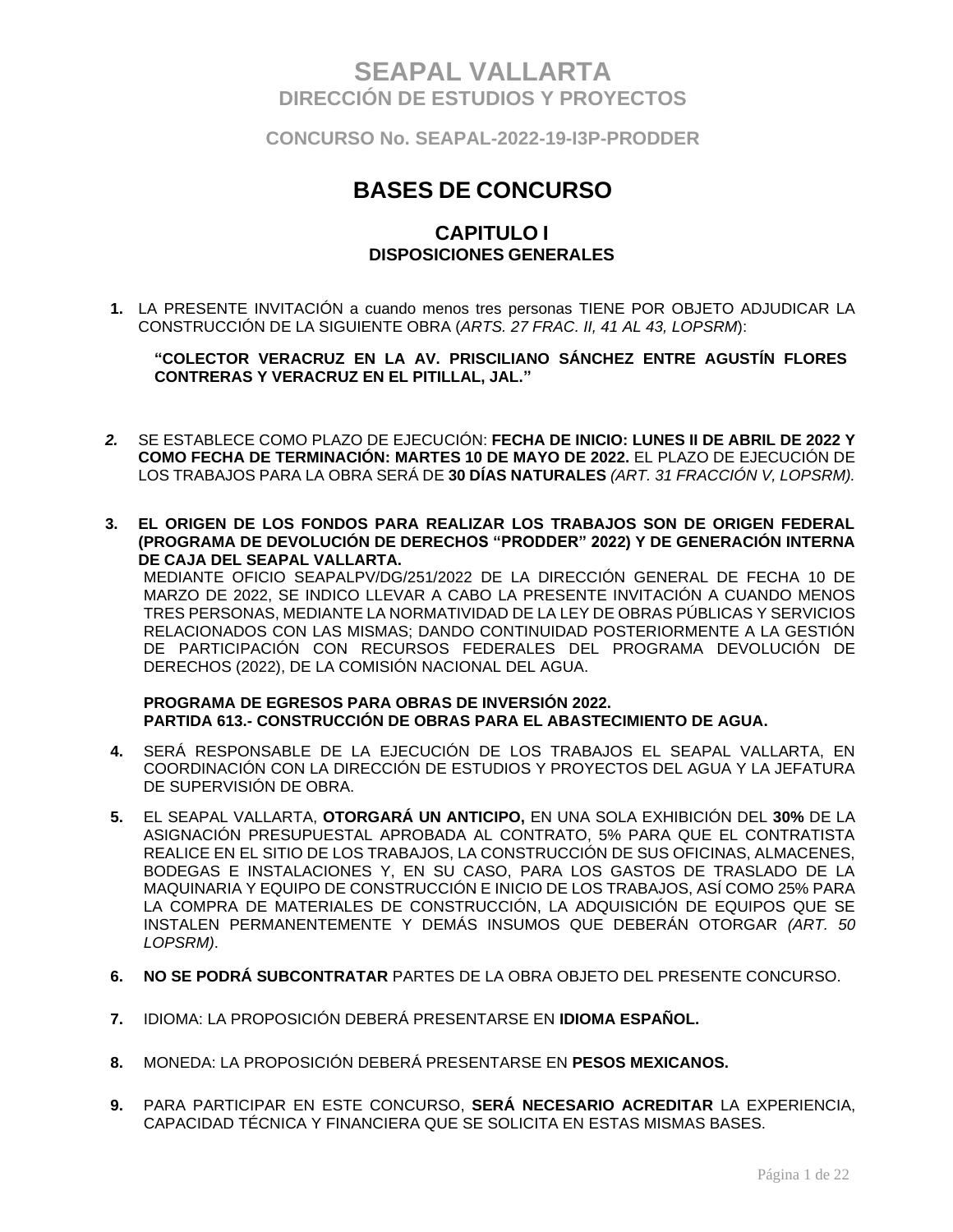# SEAPAL VALLARTA
## DIRECCIÓN DE ESTUDIOS Y PROYECTOS

### CONCURSO No. SEAPAL-2022-19-I3P-PRODDER

# BASES DE CONCURSO

## CAPITULO I
### DISPOSICIONES GENERALES

**1.** LA PRESENTE INVITACIÓN a cuando menos tres personas TIENE POR OBJETO ADJUDICAR LA CONSTRUCCIÓN DE LA SIGUIENTE OBRA (*ARTS. 27 FRAC. II, 41 AL 43, LOPSRM*):

**"COLECTOR VERACRUZ EN LA AV. PRISCILIANO SÁNCHEZ ENTRE AGUSTÍN FLORES CONTRERAS Y VERACRUZ EN EL PITILLAL, JAL."**

***2.*** SE ESTABLECE COMO PLAZO DE EJECUCIÓN: **FECHA DE INICIO: LUNES II DE ABRIL DE 2022 Y COMO FECHA DE TERMINACIÓN: MARTES 10 DE MAYO DE 2022.** EL PLAZO DE EJECUCIÓN DE LOS TRABAJOS PARA LA OBRA SERÁ DE **30 DÍAS NATURALES** *(ART. 31 FRACCIÓN V, LOPSRM).*

**3. EL ORIGEN DE LOS FONDOS PARA REALIZAR LOS TRABAJOS SON DE ORIGEN FEDERAL (PROGRAMA DE DEVOLUCIÓN DE DERECHOS "PRODDER" 2022) Y DE GENERACIÓN INTERNA DE CAJA DEL SEAPAL VALLARTA.**
MEDIANTE OFICIO SEAPALPV/DG/251/2022 DE LA DIRECCIÓN GENERAL DE FECHA 10 DE MARZO DE 2022, SE INDICO LLEVAR A CABO LA PRESENTE INVITACIÓN A CUANDO MENOS TRES PERSONAS, MEDIANTE LA NORMATIVIDAD DE LA LEY DE OBRAS PÚBLICAS Y SERVICIOS RELACIONADOS CON LAS MISMAS; DANDO CONTINUIDAD POSTERIORMENTE A LA GESTIÓN DE PARTICIPACIÓN CON RECURSOS FEDERALES DEL PROGRAMA DEVOLUCIÓN DE DERECHOS (2022), DE LA COMISIÓN NACIONAL DEL AGUA.

**PROGRAMA DE EGRESOS PARA OBRAS DE INVERSIÓN 2022.**
**PARTIDA 613.- CONSTRUCCIÓN DE OBRAS PARA EL ABASTECIMIENTO DE AGUA.**

**4.** SERÁ RESPONSABLE DE LA EJECUCIÓN DE LOS TRABAJOS EL SEAPAL VALLARTA, EN COORDINACIÓN CON LA DIRECCIÓN DE ESTUDIOS Y PROYECTOS DEL AGUA Y LA JEFATURA DE SUPERVISIÓN DE OBRA.

**5.** EL SEAPAL VALLARTA, **OTORGARÁ UN ANTICIPO,** EN UNA SOLA EXHIBICIÓN DEL **30%** DE LA ASIGNACIÓN PRESUPUESTAL APROBADA AL CONTRATO, 5% PARA QUE EL CONTRATISTA REALICE EN EL SITIO DE LOS TRABAJOS, LA CONSTRUCCIÓN DE SUS OFICINAS, ALMACENES, BODEGAS E INSTALACIONES Y, EN SU CASO, PARA LOS GASTOS DE TRASLADO DE LA MAQUINARIA Y EQUIPO DE CONSTRUCCIÓN E INICIO DE LOS TRABAJOS, ASÍ COMO 25% PARA LA COMPRA DE MATERIALES DE CONSTRUCCIÓN, LA ADQUISICIÓN DE EQUIPOS QUE SE INSTALEN PERMANENTEMENTE Y DEMÁS INSUMOS QUE DEBERÁN OTORGAR *(ART. 50 LOPSRM)*.

**6.** **NO SE PODRÁ SUBCONTRATAR** PARTES DE LA OBRA OBJETO DEL PRESENTE CONCURSO.

**7.** IDIOMA: LA PROPOSICIÓN DEBERÁ PRESENTARSE EN **IDIOMA ESPAÑOL.**

**8.** MONEDA: LA PROPOSICIÓN DEBERÁ PRESENTARSE EN **PESOS MEXICANOS.**

**9.** PARA PARTICIPAR EN ESTE CONCURSO, **SERÁ NECESARIO ACREDITAR** LA EXPERIENCIA, CAPACIDAD TÉCNICA Y FINANCIERA QUE SE SOLICITA EN ESTAS MISMAS BASES.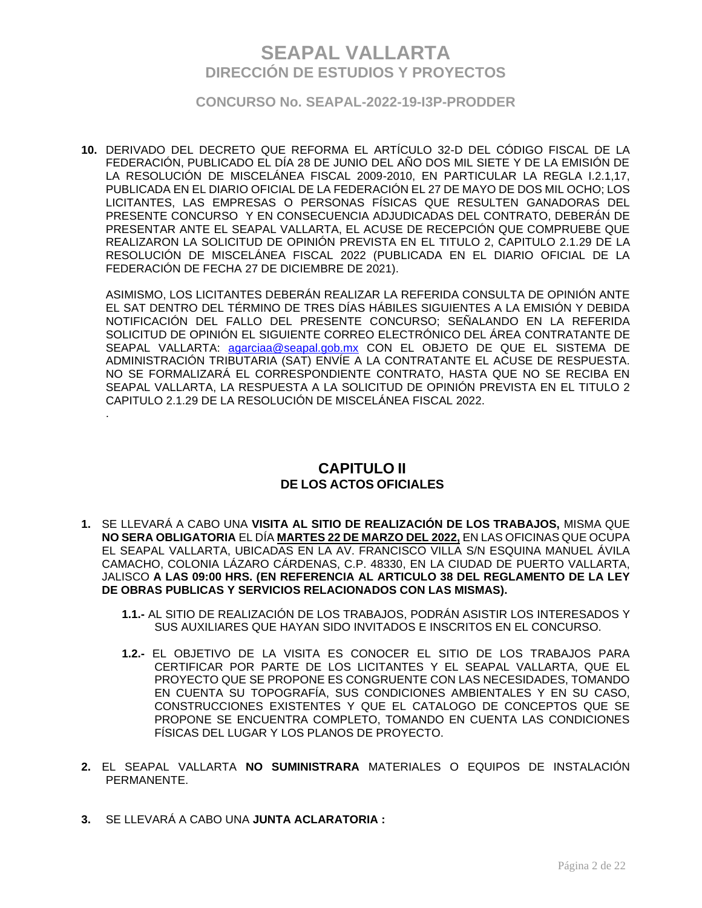10. DERIVADO DEL DECRETO QUE REFORMA EL ARTÍCULO 32-D DEL CÓDIGO FISCAL DE LA FEDERACIÓN, PUBLICADO EL DÍA 28 DE JUNIO DEL AÑO DOS MIL SIETE Y DE LA EMISIÓN DE LA RESOLUCIÓN DE MISCELÁNEA FISCAL 2009-2010, EN PARTICULAR LA REGLA I.2.1,17, PUBLICADA EN EL DIARIO OFICIAL DE LA FEDERACIÓN EL 27 DE MAYO DE DOS MIL OCHO; LOS LICITANTES, LAS EMPRESAS O PERSONAS FÍSICAS QUE RESULTEN GANADORAS DEL PRESENTE CONCURSO Y EN CONSECUENCIA ADJUDICADAS DEL CONTRATO, DEBERÁN DE PRESENTAR ANTE EL SEAPAL VALLARTA, EL ACUSE DE RECEPCIÓN QUE COMPRUEBE QUE REALIZARON LA SOLICITUD DE OPINIÓN PREVISTA EN EL TITULO 2, CAPITULO 2.1.29 DE LA RESOLUCIÓN DE MISCELÁNEA FISCAL 2022 (PUBLICADA EN EL DIARIO OFICIAL DE LA FEDERACIÓN DE FECHA 27 DE DICIEMBRE DE 2021).

    ASIMISMO, LOS LICITANTES DEBERÁN REALIZAR LA REFERIDA CONSULTA DE OPINIÓN ANTE EL SAT DENTRO DEL TÉRMINO DE TRES DÍAS HÁBILES SIGUIENTES A LA EMISIÓN Y DEBIDA NOTIFICACIÓN DEL FALLO DEL PRESENTE CONCURSO; SEÑALANDO EN LA REFERIDA SOLICITUD DE OPINIÓN EL SIGUIENTE CORREO ELECTRÓNICO DEL ÁREA CONTRATANTE DE SEAPAL VALLARTA: agarciaa@seapal.gob.mx CON EL OBJETO DE QUE EL SISTEMA DE ADMINISTRACIÓN TRIBUTARIA (SAT) ENVÍE A LA CONTRATANTE EL ACUSE DE RESPUESTA. NO SE FORMALIZARÁ EL CORRESPONDIENTE CONTRATO, HASTA QUE NO SE RECIBA EN SEAPAL VALLARTA, LA RESPUESTA A LA SOLICITUD DE OPINIÓN PREVISTA EN EL TITULO 2 CAPITULO 2.1.29 DE LA RESOLUCIÓN DE MISCELÁNEA FISCAL 2022.

## CAPITULO II
### DE LOS ACTOS OFICIALES

1. SE LLEVARÁ A CABO UNA **VISITA AL SITIO DE REALIZACIÓN DE LOS TRABAJOS,** MISMA QUE **NO SERA OBLIGATORIA** EL DÍA **MARTES 22 DE MARZO DEL 2022,** EN LAS OFICINAS QUE OCUPA EL SEAPAL VALLARTA, UBICADAS EN LA AV. FRANCISCO VILLA S/N ESQUINA MANUEL ÁVILA CAMACHO, COLONIA LÁZARO CÁRDENAS, C.P. 48330, EN LA CIUDAD DE PUERTO VALLARTA, JALISCO **A LAS 09:00 HRS. (EN REFERENCIA AL ARTICULO 38 DEL REGLAMENTO DE LA LEY DE OBRAS PUBLICAS Y SERVICIOS RELACIONADOS CON LAS MISMAS).**

    **1.1.-** AL SITIO DE REALIZACIÓN DE LOS TRABAJOS, PODRÁN ASISTIR LOS INTERESADOS Y SUS AUXILIARES QUE HAYAN SIDO INVITADOS E INSCRITOS EN EL CONCURSO.

    **1.2.-** EL OBJETIVO DE LA VISITA ES CONOCER EL SITIO DE LOS TRABAJOS PARA CERTIFICAR POR PARTE DE LOS LICITANTES Y EL SEAPAL VALLARTA, QUE EL PROYECTO QUE SE PROPONE ES CONGRUENTE CON LAS NECESIDADES, TOMANDO EN CUENTA SU TOPOGRAFÍA, SUS CONDICIONES AMBIENTALES Y EN SU CASO, CONSTRUCCIONES EXISTENTES Y QUE EL CATALOGO DE CONCEPTOS QUE SE PROPONE SE ENCUENTRA COMPLETO, TOMANDO EN CUENTA LAS CONDICIONES FÍSICAS DEL LUGAR Y LOS PLANOS DE PROYECTO.

2. EL SEAPAL VALLARTA **NO SUMINISTRARA** MATERIALES O EQUIPOS DE INSTALACIÓN PERMANENTE.

3. SE LLEVARÁ A CABO UNA **JUNTA ACLARATORIA :**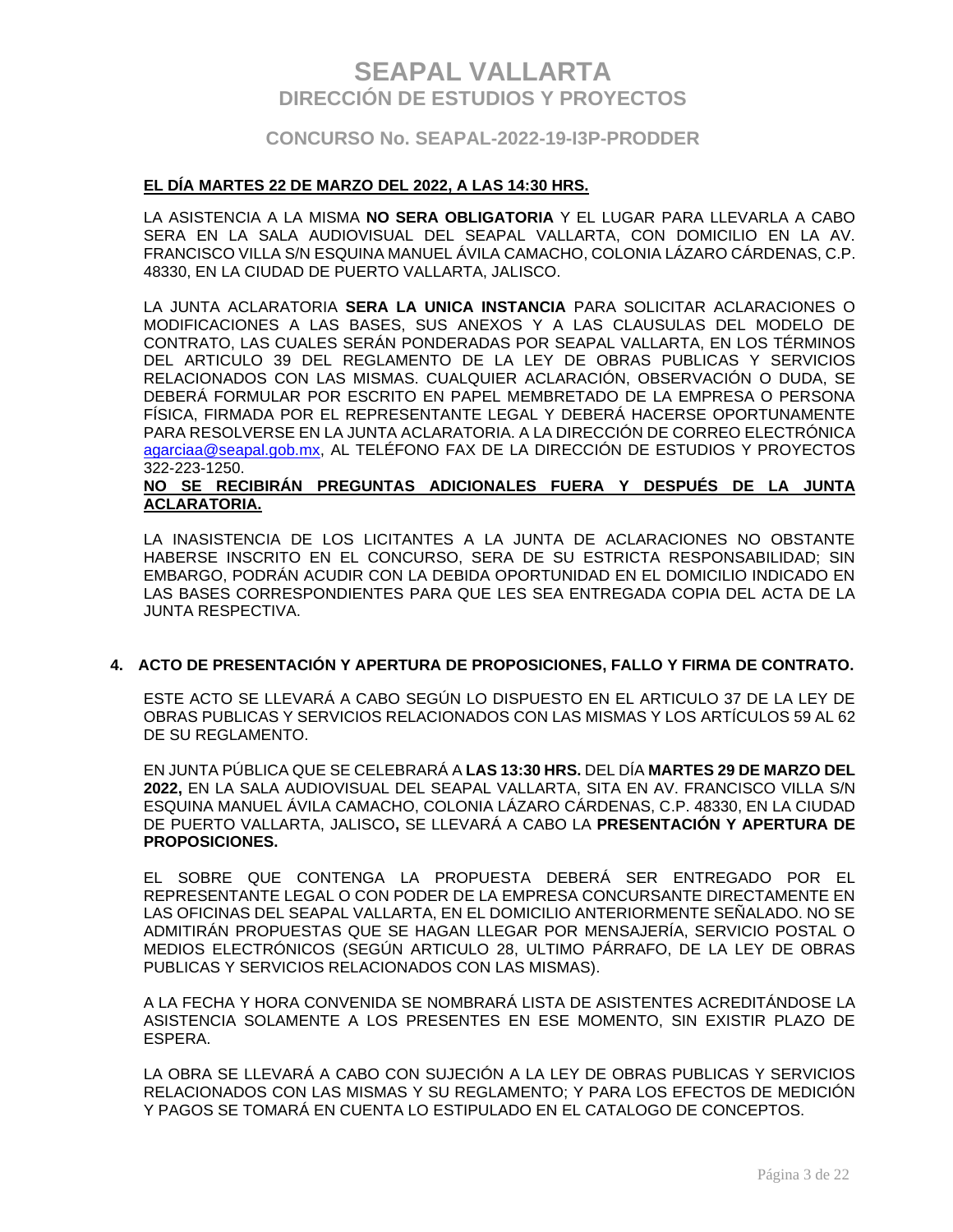**EL DÍA MARTES 22 DE MARZO DEL 2022, A LAS 14:30 HRS.**

LA ASISTENCIA A LA MISMA **NO SERA OBLIGATORIA** Y EL LUGAR PARA LLEVARLA A CABO SERA EN LA SALA AUDIOVISUAL DEL SEAPAL VALLARTA, CON DOMICILIO EN LA AV. FRANCISCO VILLA S/N ESQUINA MANUEL ÁVILA CAMACHO, COLONIA LÁZARO CÁRDENAS, C.P. 48330, EN LA CIUDAD DE PUERTO VALLARTA, JALISCO.

LA JUNTA ACLARATORIA **SERA LA UNICA INSTANCIA** PARA SOLICITAR ACLARACIONES O MODIFICACIONES A LAS BASES, SUS ANEXOS Y A LAS CLAUSULAS DEL MODELO DE CONTRATO, LAS CUALES SERÁN PONDERADAS POR SEAPAL VALLARTA, EN LOS TÉRMINOS DEL ARTICULO 39 DEL REGLAMENTO DE LA LEY DE OBRAS PUBLICAS Y SERVICIOS RELACIONADOS CON LAS MISMAS. CUALQUIER ACLARACIÓN, OBSERVACIÓN O DUDA, SE DEBERÁ FORMULAR POR ESCRITO EN PAPEL MEMBRETADO DE LA EMPRESA O PERSONA FÍSICA, FIRMADA POR EL REPRESENTANTE LEGAL Y DEBERÁ HACERSE OPORTUNAMENTE PARA RESOLVERSE EN LA JUNTA ACLARATORIA. A LA DIRECCIÓN DE CORREO ELECTRÓNICA agarciaa@seapal.gob.mx, AL TELÉFONO FAX DE LA DIRECCIÓN DE ESTUDIOS Y PROYECTOS 322-223-1250.

**NO SE RECIBIRÁN PREGUNTAS ADICIONALES FUERA Y DESPUÉS DE LA JUNTA ACLARATORIA.**

LA INASISTENCIA DE LOS LICITANTES A LA JUNTA DE ACLARACIONES NO OBSTANTE HABERSE INSCRITO EN EL CONCURSO, SERA DE SU ESTRICTA RESPONSABILIDAD; SIN EMBARGO, PODRÁN ACUDIR CON LA DEBIDA OPORTUNIDAD EN EL DOMICILIO INDICADO EN LAS BASES CORRESPONDIENTES PARA QUE LES SEA ENTREGADA COPIA DEL ACTA DE LA JUNTA RESPECTIVA.

## 4. ACTO DE PRESENTACIÓN Y APERTURA DE PROPOSICIONES, FALLO Y FIRMA DE CONTRATO.

ESTE ACTO SE LLEVARÁ A CABO SEGÚN LO DISPUESTO EN EL ARTICULO 37 DE LA LEY DE OBRAS PUBLICAS Y SERVICIOS RELACIONADOS CON LAS MISMAS Y LOS ARTÍCULOS 59 AL 62 DE SU REGLAMENTO.

EN JUNTA PÚBLICA QUE SE CELEBRARÁ A **LAS 13:30 HRS.** DEL DÍA **MARTES 29 DE MARZO DEL 2022,** EN LA SALA AUDIOVISUAL DEL SEAPAL VALLARTA, SITA EN AV. FRANCISCO VILLA S/N ESQUINA MANUEL ÁVILA CAMACHO, COLONIA LÁZARO CÁRDENAS, C.P. 48330, EN LA CIUDAD DE PUERTO VALLARTA, JALISCO**,** SE LLEVARÁ A CABO LA **PRESENTACIÓN Y APERTURA DE PROPOSICIONES.**

EL SOBRE QUE CONTENGA LA PROPUESTA DEBERÁ SER ENTREGADO POR EL REPRESENTANTE LEGAL O CON PODER DE LA EMPRESA CONCURSANTE DIRECTAMENTE EN LAS OFICINAS DEL SEAPAL VALLARTA, EN EL DOMICILIO ANTERIORMENTE SEÑALADO. NO SE ADMITIRÁN PROPUESTAS QUE SE HAGAN LLEGAR POR MENSAJERÍA, SERVICIO POSTAL O MEDIOS ELECTRÓNICOS (SEGÚN ARTICULO 28, ULTIMO PÁRRAFO, DE LA LEY DE OBRAS PUBLICAS Y SERVICIOS RELACIONADOS CON LAS MISMAS).

A LA FECHA Y HORA CONVENIDA SE NOMBRARÁ LISTA DE ASISTENTES ACREDITÁNDOSE LA ASISTENCIA SOLAMENTE A LOS PRESENTES EN ESE MOMENTO, SIN EXISTIR PLAZO DE ESPERA.

LA OBRA SE LLEVARÁ A CABO CON SUJECIÓN A LA LEY DE OBRAS PUBLICAS Y SERVICIOS RELACIONADOS CON LAS MISMAS Y SU REGLAMENTO; Y PARA LOS EFECTOS DE MEDICIÓN Y PAGOS SE TOMARÁ EN CUENTA LO ESTIPULADO EN EL CATALOGO DE CONCEPTOS.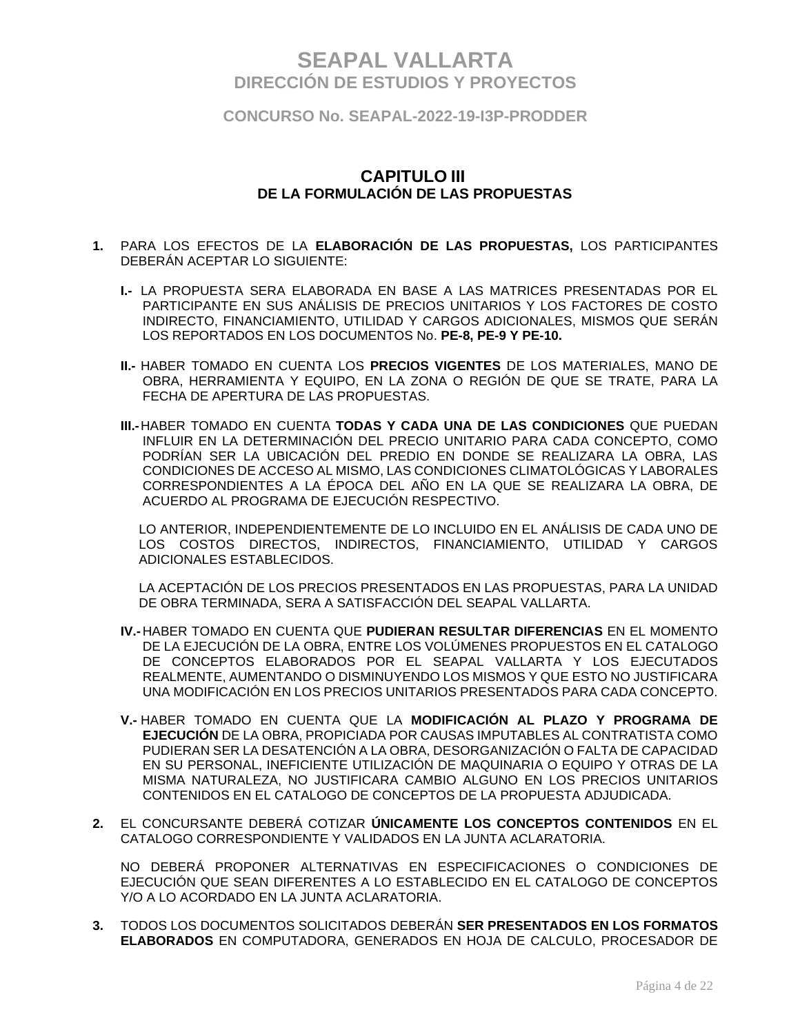# SEAPAL VALLARTA
## DIRECCIÓN DE ESTUDIOS Y PROYECTOS

### CONCURSO No. SEAPAL-2022-19-I3P-PRODDER

## CAPITULO III
## DE LA FORMULACIÓN DE LAS PROPUESTAS

**1.** PARA LOS EFECTOS DE LA **ELABORACIÓN DE LAS PROPUESTAS,** LOS PARTICIPANTES DEBERÁN ACEPTAR LO SIGUIENTE:

**I.-** LA PROPUESTA SERA ELABORADA EN BASE A LAS MATRICES PRESENTADAS POR EL PARTICIPANTE EN SUS ANÁLISIS DE PRECIOS UNITARIOS Y LOS FACTORES DE COSTO INDIRECTO, FINANCIAMIENTO, UTILIDAD Y CARGOS ADICIONALES, MISMOS QUE SERÁN LOS REPORTADOS EN LOS DOCUMENTOS No. **PE-8, PE-9 Y PE-10.**

**II.-** HABER TOMADO EN CUENTA LOS **PRECIOS VIGENTES** DE LOS MATERIALES, MANO DE OBRA, HERRAMIENTA Y EQUIPO, EN LA ZONA O REGIÓN DE QUE SE TRATE, PARA LA FECHA DE APERTURA DE LAS PROPUESTAS.

**III.-** HABER TOMADO EN CUENTA **TODAS Y CADA UNA DE LAS CONDICIONES** QUE PUEDAN INFLUIR EN LA DETERMINACIÓN DEL PRECIO UNITARIO PARA CADA CONCEPTO, COMO PODRÍAN SER LA UBICACIÓN DEL PREDIO EN DONDE SE REALIZARA LA OBRA, LAS CONDICIONES DE ACCESO AL MISMO, LAS CONDICIONES CLIMATOLÓGICAS Y LABORALES CORRESPONDIENTES A LA ÉPOCA DEL AÑO EN LA QUE SE REALIZARA LA OBRA, DE ACUERDO AL PROGRAMA DE EJECUCIÓN RESPECTIVO.

LO ANTERIOR, INDEPENDIENTEMENTE DE LO INCLUIDO EN EL ANÁLISIS DE CADA UNO DE LOS COSTOS DIRECTOS, INDIRECTOS, FINANCIAMIENTO, UTILIDAD Y CARGOS ADICIONALES ESTABLECIDOS.

LA ACEPTACIÓN DE LOS PRECIOS PRESENTADOS EN LAS PROPUESTAS, PARA LA UNIDAD DE OBRA TERMINADA, SERA A SATISFACCIÓN DEL SEAPAL VALLARTA.

**IV.-** HABER TOMADO EN CUENTA QUE **PUDIERAN RESULTAR DIFERENCIAS** EN EL MOMENTO DE LA EJECUCIÓN DE LA OBRA, ENTRE LOS VOLÚMENES PROPUESTOS EN EL CATALOGO DE CONCEPTOS ELABORADOS POR EL SEAPAL VALLARTA Y LOS EJECUTADOS REALMENTE, AUMENTANDO O DISMINUYENDO LOS MISMOS Y QUE ESTO NO JUSTIFICARA UNA MODIFICACIÓN EN LOS PRECIOS UNITARIOS PRESENTADOS PARA CADA CONCEPTO.

**V.-** HABER TOMADO EN CUENTA QUE LA **MODIFICACIÓN AL PLAZO Y PROGRAMA DE EJECUCIÓN** DE LA OBRA, PROPICIADA POR CAUSAS IMPUTABLES AL CONTRATISTA COMO PUDIERAN SER LA DESATENCIÓN A LA OBRA, DESORGANIZACIÓN O FALTA DE CAPACIDAD EN SU PERSONAL, INEFICIENTE UTILIZACIÓN DE MAQUINARIA O EQUIPO Y OTRAS DE LA MISMA NATURALEZA, NO JUSTIFICARA CAMBIO ALGUNO EN LOS PRECIOS UNITARIOS CONTENIDOS EN EL CATALOGO DE CONCEPTOS DE LA PROPUESTA ADJUDICADA.

**2.** EL CONCURSANTE DEBERÁ COTIZAR **ÚNICAMENTE LOS CONCEPTOS CONTENIDOS** EN EL CATALOGO CORRESPONDIENTE Y VALIDADOS EN LA JUNTA ACLARATORIA.

NO DEBERÁ PROPONER ALTERNATIVAS EN ESPECIFICACIONES O CONDICIONES DE EJECUCIÓN QUE SEAN DIFERENTES A LO ESTABLECIDO EN EL CATALOGO DE CONCEPTOS Y/O A LO ACORDADO EN LA JUNTA ACLARATORIA.

**3.** TODOS LOS DOCUMENTOS SOLICITADOS DEBERÁN **SER PRESENTADOS EN LOS FORMATOS ELABORADOS** EN COMPUTADORA, GENERADOS EN HOJA DE CALCULO, PROCESADOR DE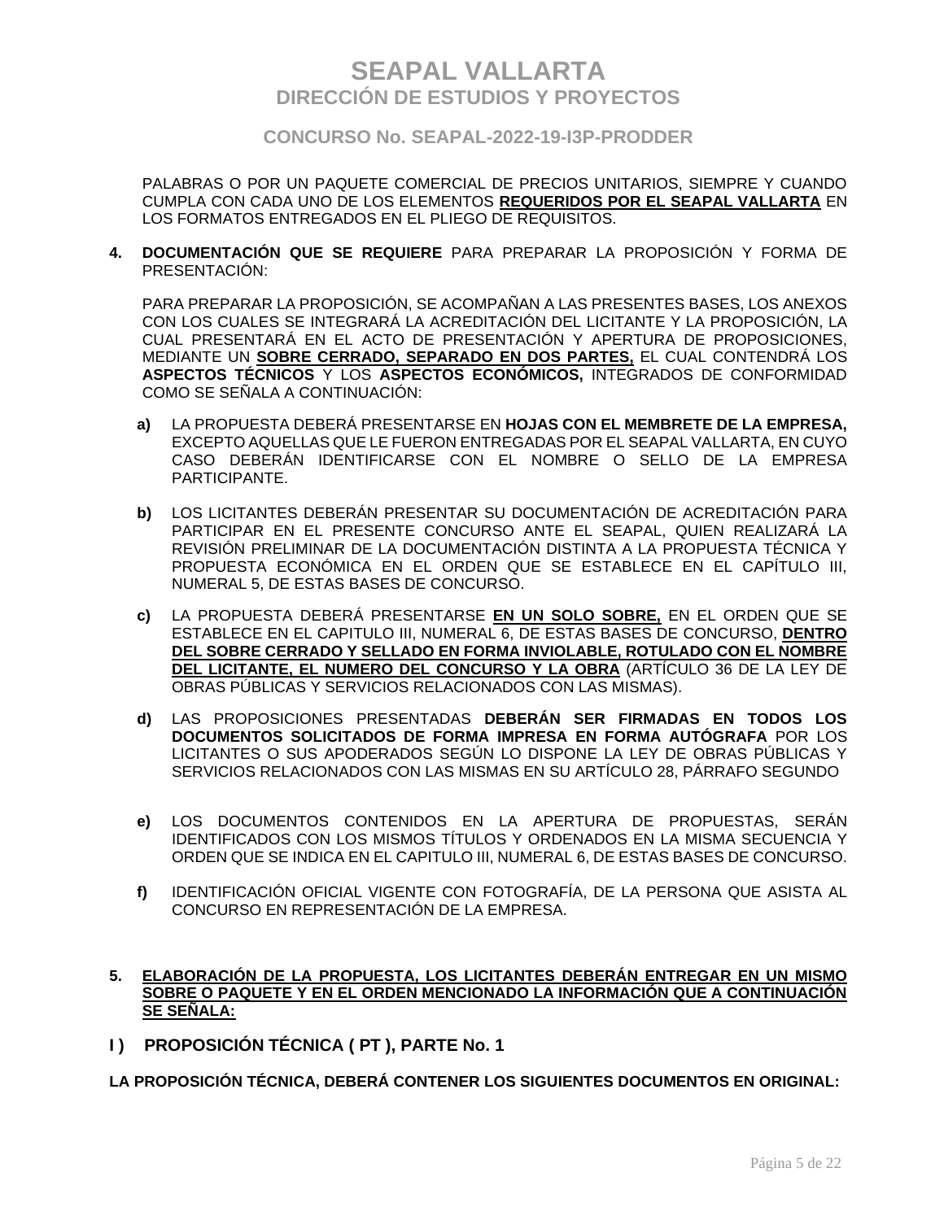PALABRAS O POR UN PAQUETE COMERCIAL DE PRECIOS UNITARIOS, SIEMPRE Y CUANDO CUMPLA CON CADA UNO DE LOS ELEMENTOS **REQUERIDOS POR EL SEAPAL VALLARTA** EN LOS FORMATOS ENTREGADOS EN EL PLIEGO DE REQUISITOS.

**4. DOCUMENTACIÓN QUE SE REQUIERE** PARA PREPARAR LA PROPOSICIÓN Y FORMA DE PRESENTACIÓN:

PARA PREPARAR LA PROPOSICIÓN, SE ACOMPAÑAN A LAS PRESENTES BASES, LOS ANEXOS CON LOS CUALES SE INTEGRARÁ LA ACREDITACIÓN DEL LICITANTE Y LA PROPOSICIÓN, LA CUAL PRESENTARÁ EN EL ACTO DE PRESENTACIÓN Y APERTURA DE PROPOSICIONES, MEDIANTE UN **SOBRE CERRADO, SEPARADO EN DOS PARTES,** EL CUAL CONTENDRÁ LOS **ASPECTOS TÉCNICOS** Y LOS **ASPECTOS ECONÓMICOS,** INTEGRADOS DE CONFORMIDAD COMO SE SEÑALA A CONTINUACIÓN:

**a)** LA PROPUESTA DEBERÁ PRESENTARSE EN **HOJAS CON EL MEMBRETE DE LA EMPRESA,** EXCEPTO AQUELLAS QUE LE FUERON ENTREGADAS POR EL SEAPAL VALLARTA, EN CUYO CASO DEBERÁN IDENTIFICARSE CON EL NOMBRE O SELLO DE LA EMPRESA PARTICIPANTE.

**b)** LOS LICITANTES DEBERÁN PRESENTAR SU DOCUMENTACIÓN DE ACREDITACIÓN PARA PARTICIPAR EN EL PRESENTE CONCURSO ANTE EL SEAPAL, QUIEN REALIZARÁ LA REVISIÓN PRELIMINAR DE LA DOCUMENTACIÓN DISTINTA A LA PROPUESTA TÉCNICA Y PROPUESTA ECONÓMICA EN EL ORDEN QUE SE ESTABLECE EN EL CAPÍTULO III, NUMERAL 5, DE ESTAS BASES DE CONCURSO.

**c)** LA PROPUESTA DEBERÁ PRESENTARSE **EN UN SOLO SOBRE,** EN EL ORDEN QUE SE ESTABLECE EN EL CAPITULO III, NUMERAL 6, DE ESTAS BASES DE CONCURSO, **DENTRO DEL SOBRE CERRADO Y SELLADO EN FORMA INVIOLABLE, ROTULADO CON EL NOMBRE DEL LICITANTE, EL NUMERO DEL CONCURSO Y LA OBRA** (ARTÍCULO 36 DE LA LEY DE OBRAS PÚBLICAS Y SERVICIOS RELACIONADOS CON LAS MISMAS).

**d)** LAS PROPOSICIONES PRESENTADAS **DEBERÁN SER FIRMADAS EN TODOS LOS DOCUMENTOS SOLICITADOS DE FORMA IMPRESA EN FORMA AUTÓGRAFA** POR LOS LICITANTES O SUS APODERADOS SEGÚN LO DISPONE LA LEY DE OBRAS PÚBLICAS Y SERVICIOS RELACIONADOS CON LAS MISMAS EN SU ARTÍCULO 28, PÁRRAFO SEGUNDO

**e)** LOS DOCUMENTOS CONTENIDOS EN LA APERTURA DE PROPUESTAS, SERÁN IDENTIFICADOS CON LOS MISMOS TÍTULOS Y ORDENADOS EN LA MISMA SECUENCIA Y ORDEN QUE SE INDICA EN EL CAPITULO III, NUMERAL 6, DE ESTAS BASES DE CONCURSO.

**f)** IDENTIFICACIÓN OFICIAL VIGENTE CON FOTOGRAFÍA, DE LA PERSONA QUE ASISTA AL CONCURSO EN REPRESENTACIÓN DE LA EMPRESA.

**5. ELABORACIÓN DE LA PROPUESTA, LOS LICITANTES DEBERÁN ENTREGAR EN UN MISMO SOBRE O PAQUETE Y EN EL ORDEN MENCIONADO LA INFORMACIÓN QUE A CONTINUACIÓN SE SEÑALA:**

## I ) PROPOSICIÓN TÉCNICA ( PT ), PARTE No. 1

**LA PROPOSICIÓN TÉCNICA, DEBERÁ CONTENER LOS SIGUIENTES DOCUMENTOS EN ORIGINAL:**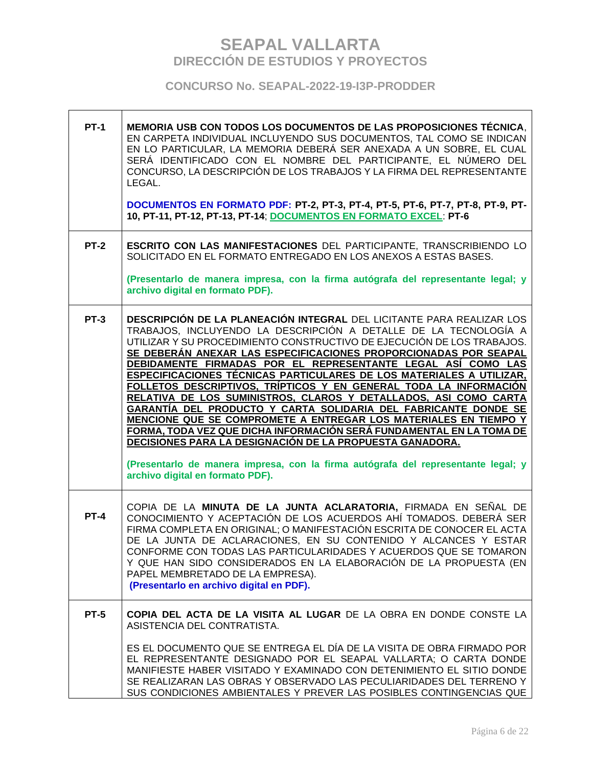# SEAPAL VALLARTA
## DIRECCIÓN DE ESTUDIOS Y PROYECTOS

### CONCURSO No. SEAPAL-2022-19-I3P-PRODDER

| | |
|---|---|
| **PT-1** | **MEMORIA USB CON TODOS LOS DOCUMENTOS DE LAS PROPOSICIONES TÉCNICA**, EN CARPETA INDIVIDUAL INCLUYENDO SUS DOCUMENTOS, TAL COMO SE INDICAN EN LO PARTICULAR, LA MEMORIA DEBERÁ SER ANEXADA A UN SOBRE, EL CUAL SERÁ IDENTIFICADO CON EL NOMBRE DEL PARTICIPANTE, EL NÚMERO DEL CONCURSO, LA DESCRIPCIÓN DE LOS TRABAJOS Y LA FIRMA DEL REPRESENTANTE LEGAL.<br><br>**DOCUMENTOS EN FORMATO PDF: PT-2, PT-3, PT-4, PT-5, PT-6, PT-7, PT-8, PT-9, PT-10, PT-11, PT-12, PT-13, PT-14**; **DOCUMENTOS EN FORMATO EXCEL**: **PT-6** |
| **PT-2** | **ESCRITO CON LAS MANIFESTACIONES** DEL PARTICIPANTE, TRANSCRIBIENDO LO SOLICITADO EN EL FORMATO ENTREGADO EN LOS ANEXOS A ESTAS BASES.<br><br>**(Presentarlo de manera impresa, con la firma autógrafa del representante legal; y archivo digital en formato PDF).** |
| **PT-3** | **DESCRIPCIÓN DE LA PLANEACIÓN INTEGRAL** DEL LICITANTE PARA REALIZAR LOS TRABAJOS, INCLUYENDO LA DESCRIPCIÓN A DETALLE DE LA TECNOLOGÍA A UTILIZAR Y SU PROCEDIMIENTO CONSTRUCTIVO DE EJECUCIÓN DE LOS TRABAJOS. **SE DEBERÁN ANEXAR LAS ESPECIFICACIONES PROPORCIONADAS POR SEAPAL DEBIDAMENTE FIRMADAS POR EL REPRESENTANTE LEGAL ASÍ COMO LAS ESPECIFICACIONES TÉCNICAS PARTICULARES DE LOS MATERIALES A UTILIZAR, FOLLETOS DESCRIPTIVOS, TRÍPTICOS Y EN GENERAL TODA LA INFORMACIÓN RELATIVA DE LOS SUMINISTROS, CLAROS Y DETALLADOS, ASI COMO CARTA GARANTÍA DEL PRODUCTO Y CARTA SOLIDARIA DEL FABRICANTE DONDE SE MENCIONE QUE SE COMPROMETE A ENTREGAR LOS MATERIALES EN TIEMPO Y FORMA, TODA VEZ QUE DICHA INFORMACIÓN SERÁ FUNDAMENTAL EN LA TOMA DE DECISIONES PARA LA DESIGNACIÓN DE LA PROPUESTA GANADORA.**<br><br>**(Presentarlo de manera impresa, con la firma autógrafa del representante legal; y archivo digital en formato PDF).** |
| **PT-4** | COPIA DE LA **MINUTA DE LA JUNTA ACLARATORIA,** FIRMADA EN SEÑAL DE CONOCIMIENTO Y ACEPTACIÓN DE LOS ACUERDOS AHÍ TOMADOS. DEBERÁ SER FIRMA COMPLETA EN ORIGINAL; O MANIFESTACIÓN ESCRITA DE CONOCER EL ACTA DE LA JUNTA DE ACLARACIONES, EN SU CONTENIDO Y ALCANCES Y ESTAR CONFORME CON TODAS LAS PARTICULARIDADES Y ACUERDOS QUE SE TOMARON Y QUE HAN SIDO CONSIDERADOS EN LA ELABORACIÓN DE LA PROPUESTA (EN PAPEL MEMBRETADO DE LA EMPRESA).<br>**(Presentarlo en archivo digital en PDF).** |
| **PT-5** | **COPIA DEL ACTA DE LA VISITA AL LUGAR** DE LA OBRA EN DONDE CONSTE LA ASISTENCIA DEL CONTRATISTA.<br><br>ES EL DOCUMENTO QUE SE ENTREGA EL DÍA DE LA VISITA DE OBRA FIRMADO POR EL REPRESENTANTE DESIGNADO POR EL SEAPAL VALLARTA; O CARTA DONDE MANIFIESTE HABER VISITADO Y EXAMINADO CON DETENIMIENTO EL SITIO DONDE SE REALIZARAN LAS OBRAS Y OBSERVADO LAS PECULIARIDADES DEL TERRENO Y SUS CONDICIONES AMBIENTALES Y PREVER LAS POSIBLES CONTINGENCIAS QUE |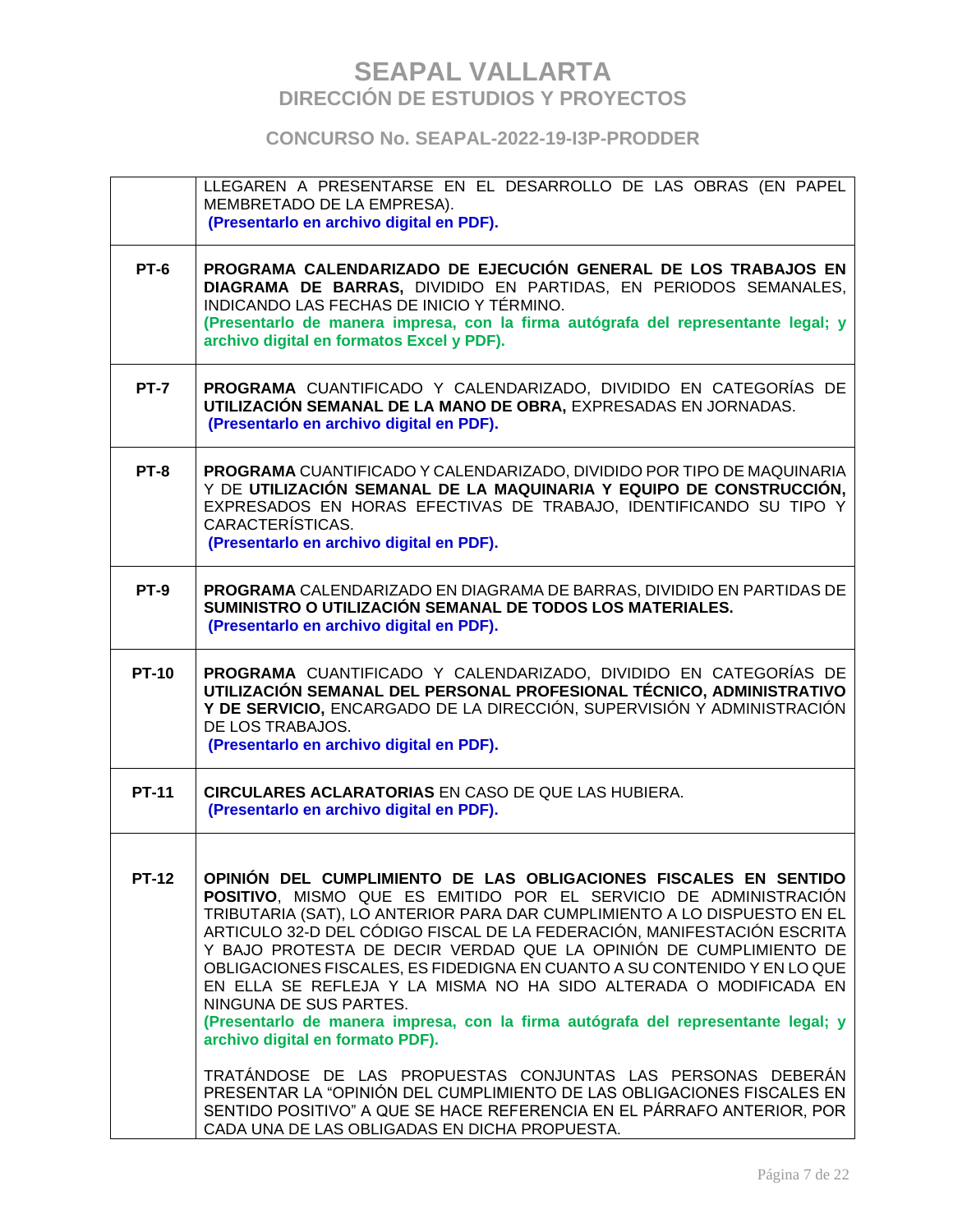| | |
|---|---|
| | LLEGAREN A PRESENTARSE EN EL DESARROLLO DE LAS OBRAS (EN PAPEL MEMBRETADO DE LA EMPRESA). **(Presentarlo en archivo digital en PDF).** |
| **PT-6** | **PROGRAMA CALENDARIZADO DE EJECUCIÓN GENERAL DE LOS TRABAJOS EN DIAGRAMA DE BARRAS,** DIVIDIDO EN PARTIDAS, EN PERIODOS SEMANALES, INDICANDO LAS FECHAS DE INICIO Y TÉRMINO. **(Presentarlo de manera impresa, con la firma autógrafa del representante legal; y archivo digital en formatos Excel y PDF).** |
| **PT-7** | **PROGRAMA** CUANTIFICADO Y CALENDARIZADO, DIVIDIDO EN CATEGORÍAS DE **UTILIZACIÓN SEMANAL DE LA MANO DE OBRA,** EXPRESADAS EN JORNADAS. **(Presentarlo en archivo digital en PDF).** |
| **PT-8** | **PROGRAMA** CUANTIFICADO Y CALENDARIZADO, DIVIDIDO POR TIPO DE MAQUINARIA Y DE **UTILIZACIÓN SEMANAL DE LA MAQUINARIA Y EQUIPO DE CONSTRUCCIÓN,** EXPRESADOS EN HORAS EFECTIVAS DE TRABAJO, IDENTIFICANDO SU TIPO Y CARACTERÍSTICAS. **(Presentarlo en archivo digital en PDF).** |
| **PT-9** | **PROGRAMA** CALENDARIZADO EN DIAGRAMA DE BARRAS, DIVIDIDO EN PARTIDAS DE **SUMINISTRO O UTILIZACIÓN SEMANAL DE TODOS LOS MATERIALES.** **(Presentarlo en archivo digital en PDF).** |
| **PT-10** | **PROGRAMA** CUANTIFICADO Y CALENDARIZADO, DIVIDIDO EN CATEGORÍAS DE **UTILIZACIÓN SEMANAL DEL PERSONAL PROFESIONAL TÉCNICO, ADMINISTRATIVO Y DE SERVICIO,** ENCARGADO DE LA DIRECCIÓN, SUPERVISIÓN Y ADMINISTRACIÓN DE LOS TRABAJOS. **(Presentarlo en archivo digital en PDF).** |
| **PT-11** | **CIRCULARES ACLARATORIAS** EN CASO DE QUE LAS HUBIERA. **(Presentarlo en archivo digital en PDF).** |
| **PT-12** | **OPINIÓN DEL CUMPLIMIENTO DE LAS OBLIGACIONES FISCALES EN SENTIDO POSITIVO**, MISMO QUE ES EMITIDO POR EL SERVICIO DE ADMINISTRACIÓN TRIBUTARIA (SAT), LO ANTERIOR PARA DAR CUMPLIMIENTO A LO DISPUESTO EN EL ARTICULO 32-D DEL CÓDIGO FISCAL DE LA FEDERACIÓN, MANIFESTACIÓN ESCRITA Y BAJO PROTESTA DE DECIR VERDAD QUE LA OPINIÓN DE CUMPLIMIENTO DE OBLIGACIONES FISCALES, ES FIDEDIGNA EN CUANTO A SU CONTENIDO Y EN LO QUE EN ELLA SE REFLEJA Y LA MISMA NO HA SIDO ALTERADA O MODIFICADA EN NINGUNA DE SUS PARTES. **(Presentarlo de manera impresa, con la firma autógrafa del representante legal; y archivo digital en formato PDF).** <br><br> TRATÁNDOSE DE LAS PROPUESTAS CONJUNTAS LAS PERSONAS DEBERÁN PRESENTAR LA “OPINIÓN DEL CUMPLIMIENTO DE LAS OBLIGACIONES FISCALES EN SENTIDO POSITIVO” A QUE SE HACE REFERENCIA EN EL PÁRRAFO ANTERIOR, POR CADA UNA DE LAS OBLIGADAS EN DICHA PROPUESTA. |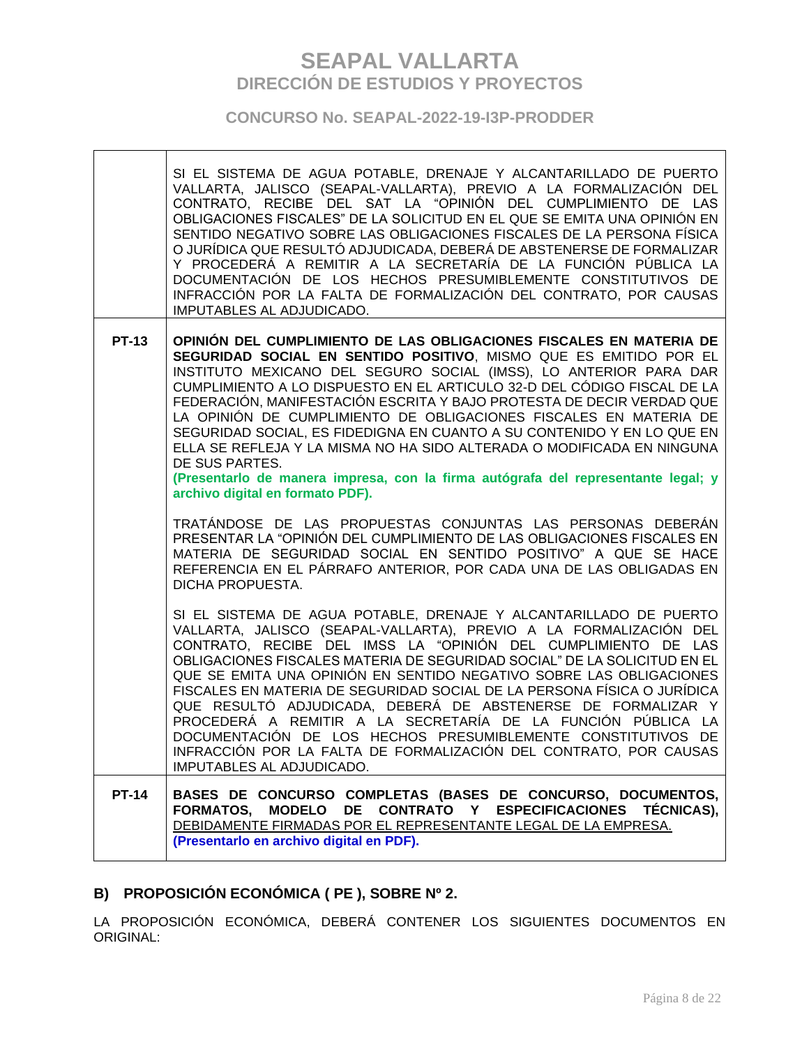| | |
|---|---|
| | SI EL SISTEMA DE AGUA POTABLE, DRENAJE Y ALCANTARILLADO DE PUERTO VALLARTA, JALISCO (SEAPAL-VALLARTA), PREVIO A LA FORMALIZACIÓN DEL CONTRATO, RECIBE DEL SAT LA "OPINIÓN DEL CUMPLIMIENTO DE LAS OBLIGACIONES FISCALES" DE LA SOLICITUD EN EL QUE SE EMITA UNA OPINIÓN EN SENTIDO NEGATIVO SOBRE LAS OBLIGACIONES FISCALES DE LA PERSONA FÍSICA O JURÍDICA QUE RESULTÓ ADJUDICADA, DEBERÁ DE ABSTENERSE DE FORMALIZAR Y PROCEDERÁ A REMITIR A LA SECRETARÍA DE LA FUNCIÓN PÚBLICA LA DOCUMENTACIÓN DE LOS HECHOS PRESUMIBLEMENTE CONSTITUTIVOS DE INFRACCIÓN POR LA FALTA DE FORMALIZACIÓN DEL CONTRATO, POR CAUSAS IMPUTABLES AL ADJUDICADO. |
| **PT-13** | **OPINIÓN DEL CUMPLIMIENTO DE LAS OBLIGACIONES FISCALES EN MATERIA DE SEGURIDAD SOCIAL EN SENTIDO POSITIVO**, MISMO QUE ES EMITIDO POR EL INSTITUTO MEXICANO DEL SEGURO SOCIAL (IMSS), LO ANTERIOR PARA DAR CUMPLIMIENTO A LO DISPUESTO EN EL ARTICULO 32-D DEL CÓDIGO FISCAL DE LA FEDERACIÓN, MANIFESTACIÓN ESCRITA Y BAJO PROTESTA DE DECIR VERDAD QUE LA OPINIÓN DE CUMPLIMIENTO DE OBLIGACIONES FISCALES EN MATERIA DE SEGURIDAD SOCIAL, ES FIDEDIGNA EN CUANTO A SU CONTENIDO Y EN LO QUE EN ELLA SE REFLEJA Y LA MISMA NO HA SIDO ALTERADA O MODIFICADA EN NINGUNA DE SUS PARTES.<br>**(Presentarlo de manera impresa, con la firma autógrafa del representante legal; y archivo digital en formato PDF).**<br><br>TRATÁNDOSE DE LAS PROPUESTAS CONJUNTAS LAS PERSONAS DEBERÁN PRESENTAR LA "OPINIÓN DEL CUMPLIMIENTO DE LAS OBLIGACIONES FISCALES EN MATERIA DE SEGURIDAD SOCIAL EN SENTIDO POSITIVO" A QUE SE HACE REFERENCIA EN EL PÁRRAFO ANTERIOR, POR CADA UNA DE LAS OBLIGADAS EN DICHA PROPUESTA.<br><br>SI EL SISTEMA DE AGUA POTABLE, DRENAJE Y ALCANTARILLADO DE PUERTO VALLARTA, JALISCO (SEAPAL-VALLARTA), PREVIO A LA FORMALIZACIÓN DEL CONTRATO, RECIBE DEL IMSS LA "OPINIÓN DEL CUMPLIMIENTO DE LAS OBLIGACIONES FISCALES MATERIA DE SEGURIDAD SOCIAL" DE LA SOLICITUD EN EL QUE SE EMITA UNA OPINIÓN EN SENTIDO NEGATIVO SOBRE LAS OBLIGACIONES FISCALES EN MATERIA DE SEGURIDAD SOCIAL DE LA PERSONA FÍSICA O JURÍDICA QUE RESULTÓ ADJUDICADA, DEBERÁ DE ABSTENERSE DE FORMALIZAR Y PROCEDERÁ A REMITIR A LA SECRETARÍA DE LA FUNCIÓN PÚBLICA LA DOCUMENTACIÓN DE LOS HECHOS PRESUMIBLEMENTE CONSTITUTIVOS DE INFRACCIÓN POR LA FALTA DE FORMALIZACIÓN DEL CONTRATO, POR CAUSAS IMPUTABLES AL ADJUDICADO. |
| **PT-14** | **BASES DE CONCURSO COMPLETAS (BASES DE CONCURSO, DOCUMENTOS, FORMATOS, MODELO DE CONTRATO Y ESPECIFICACIONES TÉCNICAS),** DEBIDAMENTE FIRMADAS POR EL REPRESENTANTE LEGAL DE LA EMPRESA.<br>**(Presentarlo en archivo digital en PDF).** |

## B) PROPOSICIÓN ECONÓMICA ( PE ), SOBRE Nº 2.

LA PROPOSICIÓN ECONÓMICA, DEBERÁ CONTENER LOS SIGUIENTES DOCUMENTOS EN ORIGINAL: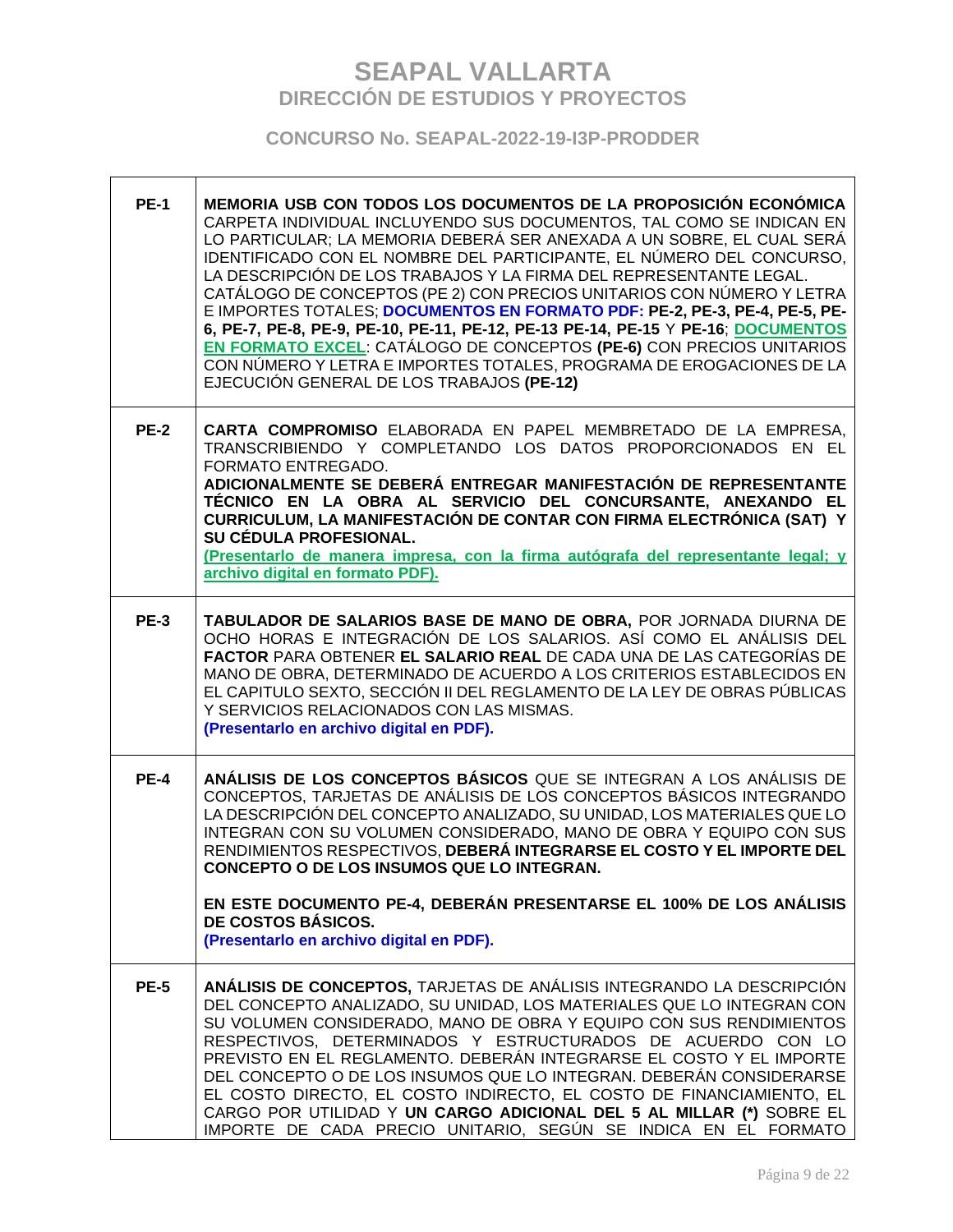# SEAPAL VALLARTA

## DIRECCIÓN DE ESTUDIOS Y PROYECTOS

### CONCURSO No. SEAPAL-2022-19-I3P-PRODDER

| | |
|---|---|
| **PE-1** | **MEMORIA USB CON TODOS LOS DOCUMENTOS DE LA PROPOSICIÓN ECONÓMICA** CARPETA INDIVIDUAL INCLUYENDO SUS DOCUMENTOS, TAL COMO SE INDICAN EN LO PARTICULAR; LA MEMORIA DEBERÁ SER ANEXADA A UN SOBRE, EL CUAL SERÁ IDENTIFICADO CON EL NOMBRE DEL PARTICIPANTE, EL NÚMERO DEL CONCURSO, LA DESCRIPCIÓN DE LOS TRABAJOS Y LA FIRMA DEL REPRESENTANTE LEGAL. CATÁLOGO DE CONCEPTOS (PE 2) CON PRECIOS UNITARIOS CON NÚMERO Y LETRA E IMPORTES TOTALES; **DOCUMENTOS EN FORMATO PDF: PE-2, PE-3, PE-4, PE-5, PE-6, PE-7, PE-8, PE-9, PE-10, PE-11, PE-12, PE-13 PE-14, PE-15** Y **PE-16**; **DOCUMENTOS EN FORMATO EXCEL**: CATÁLOGO DE CONCEPTOS **(PE-6)** CON PRECIOS UNITARIOS CON NÚMERO Y LETRA E IMPORTES TOTALES, PROGRAMA DE EROGACIONES DE LA EJECUCIÓN GENERAL DE LOS TRABAJOS **(PE-12)** |
| **PE-2** | **CARTA COMPROMISO** ELABORADA EN PAPEL MEMBRETADO DE LA EMPRESA, TRANSCRIBIENDO Y COMPLETANDO LOS DATOS PROPORCIONADOS EN EL FORMATO ENTREGADO.<br>**ADICIONALMENTE SE DEBERÁ ENTREGAR MANIFESTACIÓN DE REPRESENTANTE TÉCNICO EN LA OBRA AL SERVICIO DEL CONCURSANTE, ANEXANDO EL CURRICULUM, LA MANIFESTACIÓN DE CONTAR CON FIRMA ELECTRÓNICA (SAT) Y SU CÉDULA PROFESIONAL.**<br>**(Presentarlo de manera impresa, con la firma autógrafa del representante legal; y archivo digital en formato PDF).** |
| **PE-3** | **TABULADOR DE SALARIOS BASE DE MANO DE OBRA,** POR JORNADA DIURNA DE OCHO HORAS E INTEGRACIÓN DE LOS SALARIOS. ASÍ COMO EL ANÁLISIS DEL **FACTOR** PARA OBTENER **EL SALARIO REAL** DE CADA UNA DE LAS CATEGORÍAS DE MANO DE OBRA, DETERMINADO DE ACUERDO A LOS CRITERIOS ESTABLECIDOS EN EL CAPITULO SEXTO, SECCIÓN II DEL REGLAMENTO DE LA LEY DE OBRAS PÚBLICAS Y SERVICIOS RELACIONADOS CON LAS MISMAS.<br>**(Presentarlo en archivo digital en PDF).** |
| **PE-4** | **ANÁLISIS DE LOS CONCEPTOS BÁSICOS** QUE SE INTEGRAN A LOS ANÁLISIS DE CONCEPTOS, TARJETAS DE ANÁLISIS DE LOS CONCEPTOS BÁSICOS INTEGRANDO LA DESCRIPCIÓN DEL CONCEPTO ANALIZADO, SU UNIDAD, LOS MATERIALES QUE LO INTEGRAN CON SU VOLUMEN CONSIDERADO, MANO DE OBRA Y EQUIPO CON SUS RENDIMIENTOS RESPECTIVOS, **DEBERÁ INTEGRARSE EL COSTO Y EL IMPORTE DEL CONCEPTO O DE LOS INSUMOS QUE LO INTEGRAN.**<br><br>**EN ESTE DOCUMENTO PE-4, DEBERÁN PRESENTARSE EL 100% DE LOS ANÁLISIS DE COSTOS BÁSICOS.**<br>**(Presentarlo en archivo digital en PDF).** |
| **PE-5** | **ANÁLISIS DE CONCEPTOS,** TARJETAS DE ANÁLISIS INTEGRANDO LA DESCRIPCIÓN DEL CONCEPTO ANALIZADO, SU UNIDAD, LOS MATERIALES QUE LO INTEGRAN CON SU VOLUMEN CONSIDERADO, MANO DE OBRA Y EQUIPO CON SUS RENDIMIENTOS RESPECTIVOS, DETERMINADOS Y ESTRUCTURADOS DE ACUERDO CON LO PREVISTO EN EL REGLAMENTO. DEBERÁN INTEGRARSE EL COSTO Y EL IMPORTE DEL CONCEPTO O DE LOS INSUMOS QUE LO INTEGRAN. DEBERÁN CONSIDERARSE EL COSTO DIRECTO, EL COSTO INDIRECTO, EL COSTO DE FINANCIAMIENTO, EL CARGO POR UTILIDAD Y **UN CARGO ADICIONAL DEL 5 AL MILLAR (*)** SOBRE EL IMPORTE DE CADA PRECIO UNITARIO, SEGÚN SE INDICA EN EL FORMATO |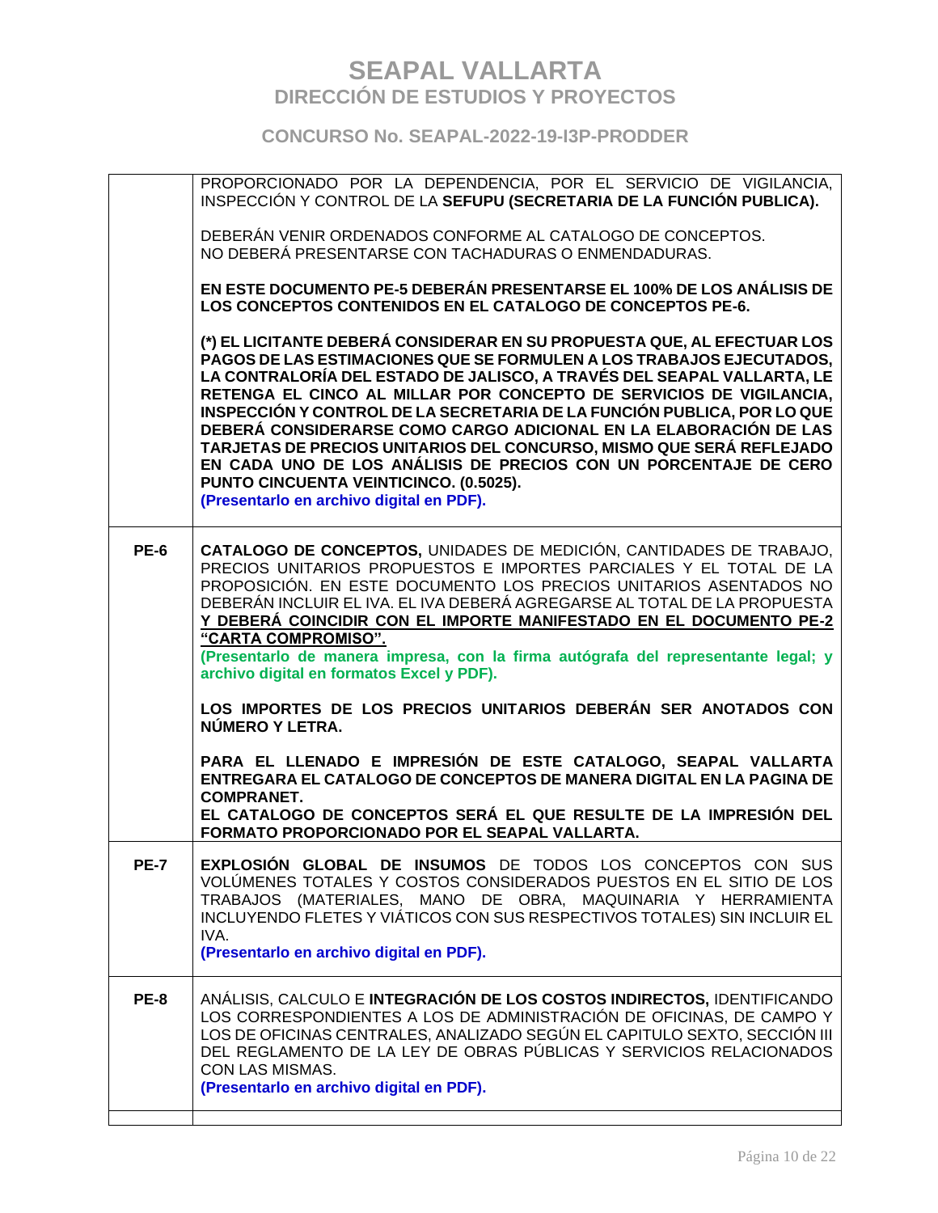| | |
|---|---|
| | PROPORCIONADO POR LA DEPENDENCIA, POR EL SERVICIO DE VIGILANCIA, INSPECCIÓN Y CONTROL DE LA **SEFUPU (SECRETARIA DE LA FUNCIÓN PUBLICA).**<br><br>DEBERÁN VENIR ORDENADOS CONFORME AL CATALOGO DE CONCEPTOS.<br>NO DEBERÁ PRESENTARSE CON TACHADURAS O ENMENDADURAS.<br><br>**EN ESTE DOCUMENTO PE-5 DEBERÁN PRESENTARSE EL 100% DE LOS ANÁLISIS DE LOS CONCEPTOS CONTENIDOS EN EL CATALOGO DE CONCEPTOS PE-6.**<br><br>**(*) EL LICITANTE DEBERÁ CONSIDERAR EN SU PROPUESTA QUE, AL EFECTUAR LOS PAGOS DE LAS ESTIMACIONES QUE SE FORMULEN A LOS TRABAJOS EJECUTADOS, LA CONTRALORÍA DEL ESTADO DE JALISCO, A TRAVÉS DEL SEAPAL VALLARTA, LE RETENGA EL CINCO AL MILLAR POR CONCEPTO DE SERVICIOS DE VIGILANCIA, INSPECCIÓN Y CONTROL DE LA SECRETARIA DE LA FUNCIÓN PUBLICA, POR LO QUE DEBERÁ CONSIDERARSE COMO CARGO ADICIONAL EN LA ELABORACIÓN DE LAS TARJETAS DE PRECIOS UNITARIOS DEL CONCURSO, MISMO QUE SERÁ REFLEJADO EN CADA UNO DE LOS ANÁLISIS DE PRECIOS CON UN PORCENTAJE DE CERO PUNTO CINCUENTA VEINTICINCO. (0.5025).**<br>**(Presentarlo en archivo digital en PDF).** |
| **PE-6** | **CATALOGO DE CONCEPTOS,** UNIDADES DE MEDICIÓN, CANTIDADES DE TRABAJO, PRECIOS UNITARIOS PROPUESTOS E IMPORTES PARCIALES Y EL TOTAL DE LA PROPOSICIÓN. EN ESTE DOCUMENTO LOS PRECIOS UNITARIOS ASENTADOS NO DEBERÁN INCLUIR EL IVA. EL IVA DEBERÁ AGREGARSE AL TOTAL DE LA PROPUESTA **Y DEBERÁ COINCIDIR CON EL IMPORTE MANIFESTADO EN EL DOCUMENTO PE-2 "CARTA COMPROMISO".**<br>**(Presentarlo de manera impresa, con la firma autógrafa del representante legal; y archivo digital en formatos Excel y PDF).**<br><br>**LOS IMPORTES DE LOS PRECIOS UNITARIOS DEBERÁN SER ANOTADOS CON NÚMERO Y LETRA.**<br><br>**PARA EL LLENADO E IMPRESIÓN DE ESTE CATALOGO, SEAPAL VALLARTA ENTREGARA EL CATALOGO DE CONCEPTOS DE MANERA DIGITAL EN LA PAGINA DE COMPRANET.**<br>**EL CATALOGO DE CONCEPTOS SERÁ EL QUE RESULTE DE LA IMPRESIÓN DEL FORMATO PROPORCIONADO POR EL SEAPAL VALLARTA.** |
| **PE-7** | **EXPLOSIÓN GLOBAL DE INSUMOS** DE TODOS LOS CONCEPTOS CON SUS VOLÚMENES TOTALES Y COSTOS CONSIDERADOS PUESTOS EN EL SITIO DE LOS TRABAJOS (MATERIALES, MANO DE OBRA, MAQUINARIA Y HERRAMIENTA INCLUYENDO FLETES Y VIÁTICOS CON SUS RESPECTIVOS TOTALES) SIN INCLUIR EL IVA.<br>**(Presentarlo en archivo digital en PDF).** |
| **PE-8** | ANÁLISIS, CALCULO E **INTEGRACIÓN DE LOS COSTOS INDIRECTOS,** IDENTIFICANDO LOS CORRESPONDIENTES A LOS DE ADMINISTRACIÓN DE OFICINAS, DE CAMPO Y LOS DE OFICINAS CENTRALES, ANALIZADO SEGÚN EL CAPITULO SEXTO, SECCIÓN III DEL REGLAMENTO DE LA LEY DE OBRAS PÚBLICAS Y SERVICIOS RELACIONADOS CON LAS MISMAS.<br>**(Presentarlo en archivo digital en PDF).** |
| | |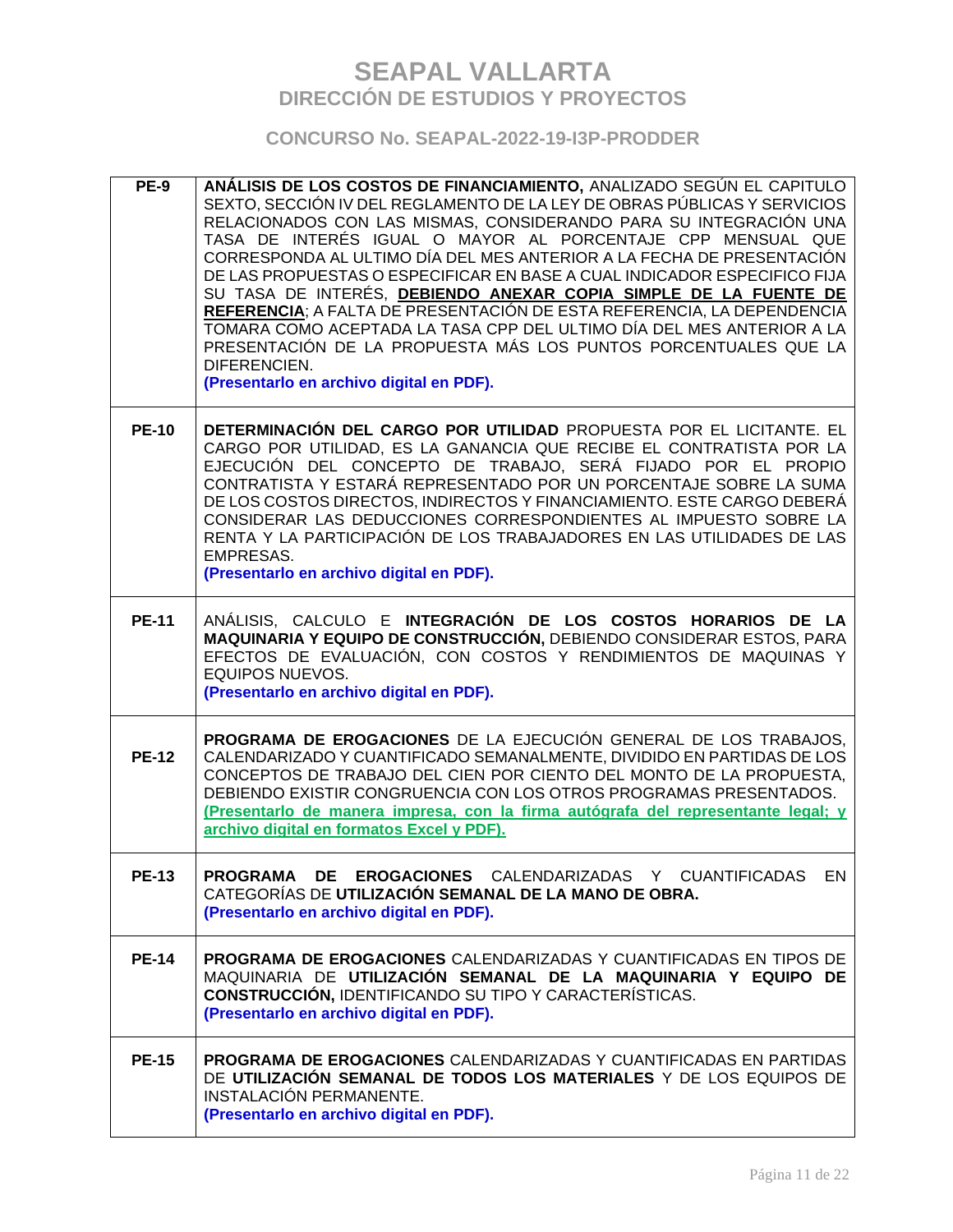| | |
|---|---|
| **PE-9** | **ANÁLISIS DE LOS COSTOS DE FINANCIAMIENTO,** ANALIZADO SEGÚN EL CAPITULO SEXTO, SECCIÓN IV DEL REGLAMENTO DE LA LEY DE OBRAS PÚBLICAS Y SERVICIOS RELACIONADOS CON LAS MISMAS, CONSIDERANDO PARA SU INTEGRACIÓN UNA TASA DE INTERÉS IGUAL O MAYOR AL PORCENTAJE CPP MENSUAL QUE CORRESPONDA AL ULTIMO DÍA DEL MES ANTERIOR A LA FECHA DE PRESENTACIÓN DE LAS PROPUESTAS O ESPECIFICAR EN BASE A CUAL INDICADOR ESPECIFICO FIJA SU TASA DE INTERÉS, **DEBIENDO ANEXAR COPIA SIMPLE DE LA FUENTE DE REFERENCIA**; A FALTA DE PRESENTACIÓN DE ESTA REFERENCIA, LA DEPENDENCIA TOMARA COMO ACEPTADA LA TASA CPP DEL ULTIMO DÍA DEL MES ANTERIOR A LA PRESENTACIÓN DE LA PROPUESTA MÁS LOS PUNTOS PORCENTUALES QUE LA DIFERENCIEN.<br>**(Presentarlo en archivo digital en PDF).** |
| **PE-10** | **DETERMINACIÓN DEL CARGO POR UTILIDAD** PROPUESTA POR EL LICITANTE. EL CARGO POR UTILIDAD, ES LA GANANCIA QUE RECIBE EL CONTRATISTA POR LA EJECUCIÓN DEL CONCEPTO DE TRABAJO, SERÁ FIJADO POR EL PROPIO CONTRATISTA Y ESTARÁ REPRESENTADO POR UN PORCENTAJE SOBRE LA SUMA DE LOS COSTOS DIRECTOS, INDIRECTOS Y FINANCIAMIENTO. ESTE CARGO DEBERÁ CONSIDERAR LAS DEDUCCIONES CORRESPONDIENTES AL IMPUESTO SOBRE LA RENTA Y LA PARTICIPACIÓN DE LOS TRABAJADORES EN LAS UTILIDADES DE LAS EMPRESAS.<br>**(Presentarlo en archivo digital en PDF).** |
| **PE-11** | ANÁLISIS, CALCULO E **INTEGRACIÓN DE LOS COSTOS HORARIOS DE LA MAQUINARIA Y EQUIPO DE CONSTRUCCIÓN,** DEBIENDO CONSIDERAR ESTOS, PARA EFECTOS DE EVALUACIÓN, CON COSTOS Y RENDIMIENTOS DE MAQUINAS Y EQUIPOS NUEVOS.<br>**(Presentarlo en archivo digital en PDF).** |
| **PE-12** | **PROGRAMA DE EROGACIONES** DE LA EJECUCIÓN GENERAL DE LOS TRABAJOS, CALENDARIZADO Y CUANTIFICADO SEMANALMENTE, DIVIDIDO EN PARTIDAS DE LOS CONCEPTOS DE TRABAJO DEL CIEN POR CIENTO DEL MONTO DE LA PROPUESTA, DEBIENDO EXISTIR CONGRUENCIA CON LOS OTROS PROGRAMAS PRESENTADOS.<br>**(Presentarlo de manera impresa, con la firma autógrafa del representante legal; y archivo digital en formatos Excel y PDF).** |
| **PE-13** | **PROGRAMA DE EROGACIONES** CALENDARIZADAS Y CUANTIFICADAS EN CATEGORÍAS DE **UTILIZACIÓN SEMANAL DE LA MANO DE OBRA.**<br>**(Presentarlo en archivo digital en PDF).** |
| **PE-14** | **PROGRAMA DE EROGACIONES** CALENDARIZADAS Y CUANTIFICADAS EN TIPOS DE MAQUINARIA DE **UTILIZACIÓN SEMANAL DE LA MAQUINARIA Y EQUIPO DE CONSTRUCCIÓN,** IDENTIFICANDO SU TIPO Y CARACTERÍSTICAS.<br>**(Presentarlo en archivo digital en PDF).** |
| **PE-15** | **PROGRAMA DE EROGACIONES** CALENDARIZADAS Y CUANTIFICADAS EN PARTIDAS DE **UTILIZACIÓN SEMANAL DE TODOS LOS MATERIALES** Y DE LOS EQUIPOS DE INSTALACIÓN PERMANENTE.<br>**(Presentarlo en archivo digital en PDF).** |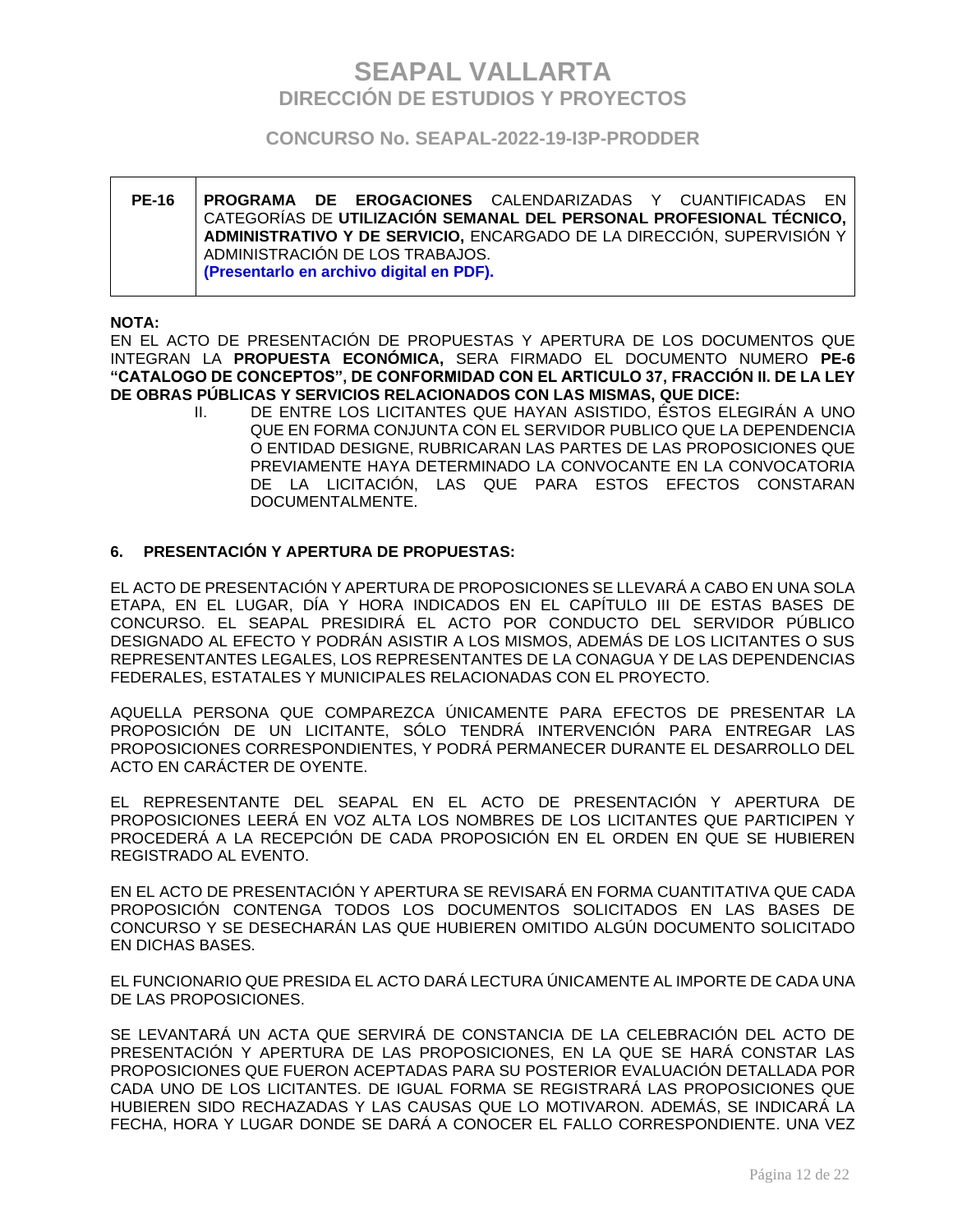| PE-16 | **PROGRAMA DE EROGACIONES** CALENDARIZADAS Y CUANTIFICADAS EN CATEGORÍAS DE **UTILIZACIÓN SEMANAL DEL PERSONAL PROFESIONAL TÉCNICO, ADMINISTRATIVO Y DE SERVICIO,** ENCARGADO DE LA DIRECCIÓN, SUPERVISIÓN Y ADMINISTRACIÓN DE LOS TRABAJOS. **(Presentarlo en archivo digital en PDF).** |
|---|---|

**NOTA:**
EN EL ACTO DE PRESENTACIÓN DE PROPUESTAS Y APERTURA DE LOS DOCUMENTOS QUE INTEGRAN LA **PROPUESTA ECONÓMICA,** SERA FIRMADO EL DOCUMENTO NUMERO **PE-6 "CATALOGO DE CONCEPTOS", DE CONFORMIDAD CON EL ARTICULO 37, FRACCIÓN II. DE LA LEY DE OBRAS PÚBLICAS Y SERVICIOS RELACIONADOS CON LAS MISMAS, QUE DICE:**

II. DE ENTRE LOS LICITANTES QUE HAYAN ASISTIDO, ÉSTOS ELEGIRÁN A UNO QUE EN FORMA CONJUNTA CON EL SERVIDOR PUBLICO QUE LA DEPENDENCIA O ENTIDAD DESIGNE, RUBRICARAN LAS PARTES DE LAS PROPOSICIONES QUE PREVIAMENTE HAYA DETERMINADO LA CONVOCANTE EN LA CONVOCATORIA DE LA LICITACIÓN, LAS QUE PARA ESTOS EFECTOS CONSTARAN DOCUMENTALMENTE.

## 6. PRESENTACIÓN Y APERTURA DE PROPUESTAS:

EL ACTO DE PRESENTACIÓN Y APERTURA DE PROPOSICIONES SE LLEVARÁ A CABO EN UNA SOLA ETAPA, EN EL LUGAR, DÍA Y HORA INDICADOS EN EL CAPÍTULO III DE ESTAS BASES DE CONCURSO. EL SEAPAL PRESIDIRÁ EL ACTO POR CONDUCTO DEL SERVIDOR PÚBLICO DESIGNADO AL EFECTO Y PODRÁN ASISTIR A LOS MISMOS, ADEMÁS DE LOS LICITANTES O SUS REPRESENTANTES LEGALES, LOS REPRESENTANTES DE LA CONAGUA Y DE LAS DEPENDENCIAS FEDERALES, ESTATALES Y MUNICIPALES RELACIONADAS CON EL PROYECTO.

AQUELLA PERSONA QUE COMPAREZCA ÚNICAMENTE PARA EFECTOS DE PRESENTAR LA PROPOSICIÓN DE UN LICITANTE, SÓLO TENDRÁ INTERVENCIÓN PARA ENTREGAR LAS PROPOSICIONES CORRESPONDIENTES, Y PODRÁ PERMANECER DURANTE EL DESARROLLO DEL ACTO EN CARÁCTER DE OYENTE.

EL REPRESENTANTE DEL SEAPAL EN EL ACTO DE PRESENTACIÓN Y APERTURA DE PROPOSICIONES LEERÁ EN VOZ ALTA LOS NOMBRES DE LOS LICITANTES QUE PARTICIPEN Y PROCEDERÁ A LA RECEPCIÓN DE CADA PROPOSICIÓN EN EL ORDEN EN QUE SE HUBIEREN REGISTRADO AL EVENTO.

EN EL ACTO DE PRESENTACIÓN Y APERTURA SE REVISARÁ EN FORMA CUANTITATIVA QUE CADA PROPOSICIÓN CONTENGA TODOS LOS DOCUMENTOS SOLICITADOS EN LAS BASES DE CONCURSO Y SE DESECHARÁN LAS QUE HUBIEREN OMITIDO ALGÚN DOCUMENTO SOLICITADO EN DICHAS BASES.

EL FUNCIONARIO QUE PRESIDA EL ACTO DARÁ LECTURA ÚNICAMENTE AL IMPORTE DE CADA UNA DE LAS PROPOSICIONES.

SE LEVANTARÁ UN ACTA QUE SERVIRÁ DE CONSTANCIA DE LA CELEBRACIÓN DEL ACTO DE PRESENTACIÓN Y APERTURA DE LAS PROPOSICIONES, EN LA QUE SE HARÁ CONSTAR LAS PROPOSICIONES QUE FUERON ACEPTADAS PARA SU POSTERIOR EVALUACIÓN DETALLADA POR CADA UNO DE LOS LICITANTES. DE IGUAL FORMA SE REGISTRARÁ LAS PROPOSICIONES QUE HUBIEREN SIDO RECHAZADAS Y LAS CAUSAS QUE LO MOTIVARON. ADEMÁS, SE INDICARÁ LA FECHA, HORA Y LUGAR DONDE SE DARÁ A CONOCER EL FALLO CORRESPONDIENTE. UNA VEZ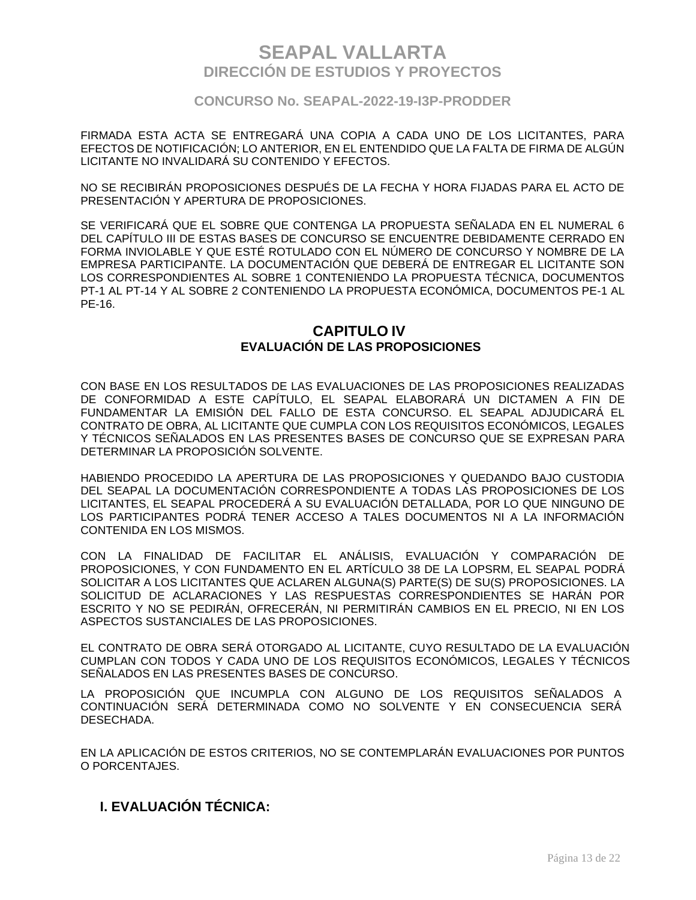FIRMADA ESTA ACTA SE ENTREGARÁ UNA COPIA A CADA UNO DE LOS LICITANTES, PARA EFECTOS DE NOTIFICACIÓN; LO ANTERIOR, EN EL ENTENDIDO QUE LA FALTA DE FIRMA DE ALGÚN LICITANTE NO INVALIDARÁ SU CONTENIDO Y EFECTOS.

NO SE RECIBIRÁN PROPOSICIONES DESPUÉS DE LA FECHA Y HORA FIJADAS PARA EL ACTO DE PRESENTACIÓN Y APERTURA DE PROPOSICIONES.

SE VERIFICARÁ QUE EL SOBRE QUE CONTENGA LA PROPUESTA SEÑALADA EN EL NUMERAL 6 DEL CAPÍTULO III DE ESTAS BASES DE CONCURSO SE ENCUENTRE DEBIDAMENTE CERRADO EN FORMA INVIOLABLE Y QUE ESTÉ ROTULADO CON EL NÚMERO DE CONCURSO Y NOMBRE DE LA EMPRESA PARTICIPANTE. LA DOCUMENTACIÓN QUE DEBERÁ DE ENTREGAR EL LICITANTE SON LOS CORRESPONDIENTES AL SOBRE 1 CONTENIENDO LA PROPUESTA TÉCNICA, DOCUMENTOS PT-1 AL PT-14 Y AL SOBRE 2 CONTENIENDO LA PROPUESTA ECONÓMICA, DOCUMENTOS PE-1 AL PE-16.

## CAPITULO IV
### EVALUACIÓN DE LAS PROPOSICIONES

CON BASE EN LOS RESULTADOS DE LAS EVALUACIONES DE LAS PROPOSICIONES REALIZADAS DE CONFORMIDAD A ESTE CAPÍTULO, EL SEAPAL ELABORARÁ UN DICTAMEN A FIN DE FUNDAMENTAR LA EMISIÓN DEL FALLO DE ESTA CONCURSO. EL SEAPAL ADJUDICARÁ EL CONTRATO DE OBRA, AL LICITANTE QUE CUMPLA CON LOS REQUISITOS ECONÓMICOS, LEGALES Y TÉCNICOS SEÑALADOS EN LAS PRESENTES BASES DE CONCURSO QUE SE EXPRESAN PARA DETERMINAR LA PROPOSICIÓN SOLVENTE.

HABIENDO PROCEDIDO LA APERTURA DE LAS PROPOSICIONES Y QUEDANDO BAJO CUSTODIA DEL SEAPAL LA DOCUMENTACIÓN CORRESPONDIENTE A TODAS LAS PROPOSICIONES DE LOS LICITANTES, EL SEAPAL PROCEDERÁ A SU EVALUACIÓN DETALLADA, POR LO QUE NINGUNO DE LOS PARTICIPANTES PODRÁ TENER ACCESO A TALES DOCUMENTOS NI A LA INFORMACIÓN CONTENIDA EN LOS MISMOS.

CON LA FINALIDAD DE FACILITAR EL ANÁLISIS, EVALUACIÓN Y COMPARACIÓN DE PROPOSICIONES, Y CON FUNDAMENTO EN EL ARTÍCULO 38 DE LA LOPSRM, EL SEAPAL PODRÁ SOLICITAR A LOS LICITANTES QUE ACLAREN ALGUNA(S) PARTE(S) DE SU(S) PROPOSICIONES. LA SOLICITUD DE ACLARACIONES Y LAS RESPUESTAS CORRESPONDIENTES SE HARÁN POR ESCRITO Y NO SE PEDIRÁN, OFRECERÁN, NI PERMITIRÁN CAMBIOS EN EL PRECIO, NI EN LOS ASPECTOS SUSTANCIALES DE LAS PROPOSICIONES.

EL CONTRATO DE OBRA SERÁ OTORGADO AL LICITANTE, CUYO RESULTADO DE LA EVALUACIÓN CUMPLAN CON TODOS Y CADA UNO DE LOS REQUISITOS ECONÓMICOS, LEGALES Y TÉCNICOS SEÑALADOS EN LAS PRESENTES BASES DE CONCURSO.

LA PROPOSICIÓN QUE INCUMPLA CON ALGUNO DE LOS REQUISITOS SEÑALADOS A CONTINUACIÓN SERÁ DETERMINADA COMO NO SOLVENTE Y EN CONSECUENCIA SERÁ DESECHADA.

EN LA APLICACIÓN DE ESTOS CRITERIOS, NO SE CONTEMPLARÁN EVALUACIONES POR PUNTOS O PORCENTAJES.

### I. EVALUACIÓN TÉCNICA: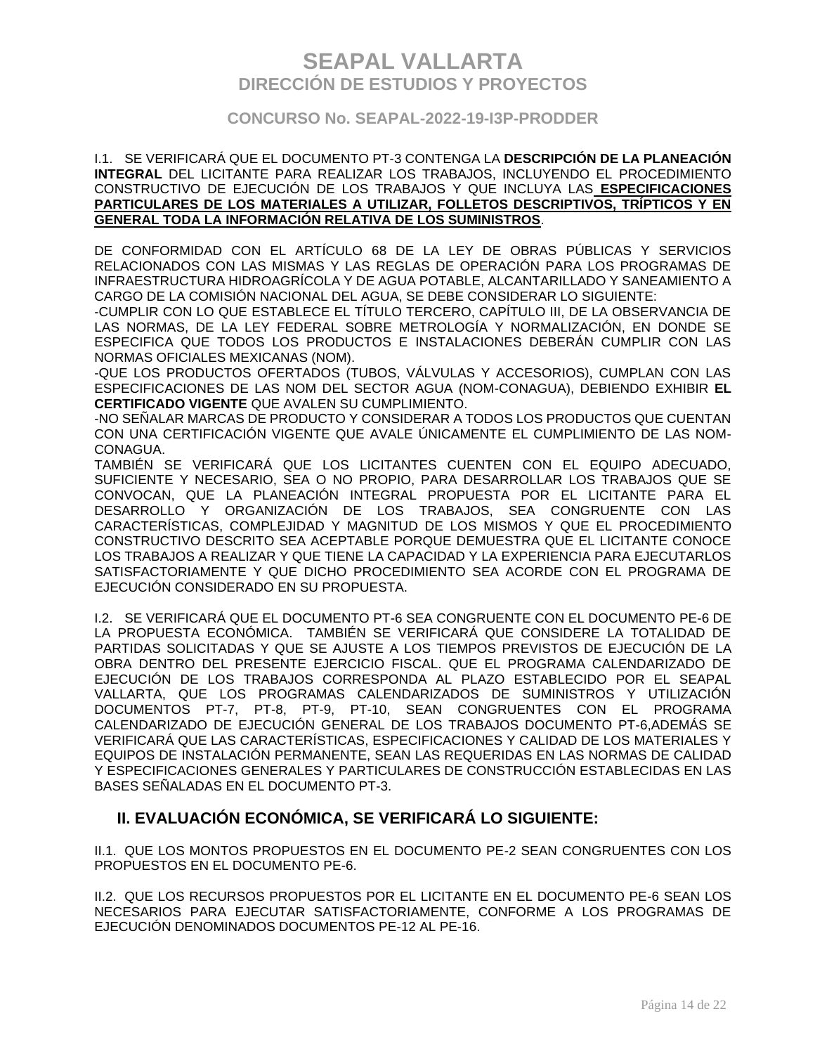I.1. SE VERIFICARÁ QUE EL DOCUMENTO PT-3 CONTENGA LA **DESCRIPCIÓN DE LA PLANEACIÓN INTEGRAL** DEL LICITANTE PARA REALIZAR LOS TRABAJOS, INCLUYENDO EL PROCEDIMIENTO CONSTRUCTIVO DE EJECUCIÓN DE LOS TRABAJOS Y QUE INCLUYA LAS **ESPECIFICACIONES PARTICULARES DE LOS MATERIALES A UTILIZAR, FOLLETOS DESCRIPTIVOS, TRÍPTICOS Y EN GENERAL TODA LA INFORMACIÓN RELATIVA DE LOS SUMINISTROS**.

DE CONFORMIDAD CON EL ARTÍCULO 68 DE LA LEY DE OBRAS PÚBLICAS Y SERVICIOS RELACIONADOS CON LAS MISMAS Y LAS REGLAS DE OPERACIÓN PARA LOS PROGRAMAS DE INFRAESTRUCTURA HIDROAGRÍCOLA Y DE AGUA POTABLE, ALCANTARILLADO Y SANEAMIENTO A CARGO DE LA COMISIÓN NACIONAL DEL AGUA, SE DEBE CONSIDERAR LO SIGUIENTE:
-CUMPLIR CON LO QUE ESTABLECE EL TÍTULO TERCERO, CAPÍTULO III, DE LA OBSERVANCIA DE LAS NORMAS, DE LA LEY FEDERAL SOBRE METROLOGÍA Y NORMALIZACIÓN, EN DONDE SE ESPECIFICA QUE TODOS LOS PRODUCTOS E INSTALACIONES DEBERÁN CUMPLIR CON LAS NORMAS OFICIALES MEXICANAS (NOM).
-QUE LOS PRODUCTOS OFERTADOS (TUBOS, VÁLVULAS Y ACCESORIOS), CUMPLAN CON LAS ESPECIFICACIONES DE LAS NOM DEL SECTOR AGUA (NOM-CONAGUA), DEBIENDO EXHIBIR **EL CERTIFICADO VIGENTE** QUE AVALEN SU CUMPLIMIENTO.
-NO SEÑALAR MARCAS DE PRODUCTO Y CONSIDERAR A TODOS LOS PRODUCTOS QUE CUENTAN CON UNA CERTIFICACIÓN VIGENTE QUE AVALE ÚNICAMENTE EL CUMPLIMIENTO DE LAS NOM-CONAGUA.
TAMBIÉN SE VERIFICARÁ QUE LOS LICITANTES CUENTEN CON EL EQUIPO ADECUADO, SUFICIENTE Y NECESARIO, SEA O NO PROPIO, PARA DESARROLLAR LOS TRABAJOS QUE SE CONVOCAN, QUE LA PLANEACIÓN INTEGRAL PROPUESTA POR EL LICITANTE PARA EL DESARROLLO Y ORGANIZACIÓN DE LOS TRABAJOS, SEA CONGRUENTE CON LAS CARACTERÍSTICAS, COMPLEJIDAD Y MAGNITUD DE LOS MISMOS Y QUE EL PROCEDIMIENTO CONSTRUCTIVO DESCRITO SEA ACEPTABLE PORQUE DEMUESTRA QUE EL LICITANTE CONOCE LOS TRABAJOS A REALIZAR Y QUE TIENE LA CAPACIDAD Y LA EXPERIENCIA PARA EJECUTARLOS SATISFACTORIAMENTE Y QUE DICHO PROCEDIMIENTO SEA ACORDE CON EL PROGRAMA DE EJECUCIÓN CONSIDERADO EN SU PROPUESTA.

I.2. SE VERIFICARÁ QUE EL DOCUMENTO PT-6 SEA CONGRUENTE CON EL DOCUMENTO PE-6 DE LA PROPUESTA ECONÓMICA. TAMBIÉN SE VERIFICARÁ QUE CONSIDERE LA TOTALIDAD DE PARTIDAS SOLICITADAS Y QUE SE AJUSTE A LOS TIEMPOS PREVISTOS DE EJECUCIÓN DE LA OBRA DENTRO DEL PRESENTE EJERCICIO FISCAL. QUE EL PROGRAMA CALENDARIZADO DE EJECUCIÓN DE LOS TRABAJOS CORRESPONDA AL PLAZO ESTABLECIDO POR EL SEAPAL VALLARTA, QUE LOS PROGRAMAS CALENDARIZADOS DE SUMINISTROS Y UTILIZACIÓN DOCUMENTOS PT-7, PT-8, PT-9, PT-10, SEAN CONGRUENTES CON EL PROGRAMA CALENDARIZADO DE EJECUCIÓN GENERAL DE LOS TRABAJOS DOCUMENTO PT-6,ADEMÁS SE VERIFICARÁ QUE LAS CARACTERÍSTICAS, ESPECIFICACIONES Y CALIDAD DE LOS MATERIALES Y EQUIPOS DE INSTALACIÓN PERMANENTE, SEAN LAS REQUERIDAS EN LAS NORMAS DE CALIDAD Y ESPECIFICACIONES GENERALES Y PARTICULARES DE CONSTRUCCIÓN ESTABLECIDAS EN LAS BASES SEÑALADAS EN EL DOCUMENTO PT-3.

## II. EVALUACIÓN ECONÓMICA, SE VERIFICARÁ LO SIGUIENTE:

II.1. QUE LOS MONTOS PROPUESTOS EN EL DOCUMENTO PE-2 SEAN CONGRUENTES CON LOS PROPUESTOS EN EL DOCUMENTO PE-6.

II.2. QUE LOS RECURSOS PROPUESTOS POR EL LICITANTE EN EL DOCUMENTO PE-6 SEAN LOS NECESARIOS PARA EJECUTAR SATISFACTORIAMENTE, CONFORME A LOS PROGRAMAS DE EJECUCIÓN DENOMINADOS DOCUMENTOS PE-12 AL PE-16.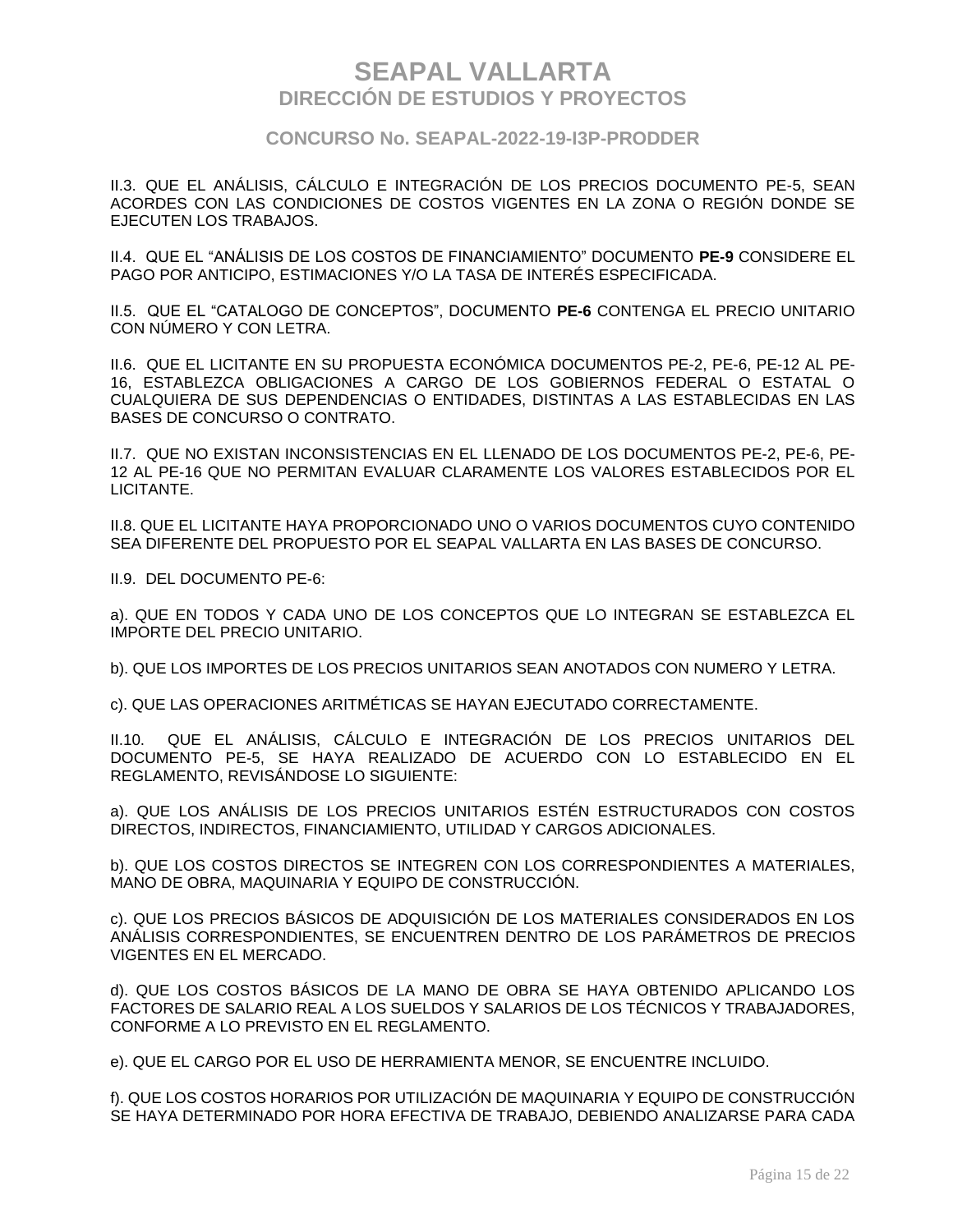II.3. QUE EL ANÁLISIS, CÁLCULO E INTEGRACIÓN DE LOS PRECIOS DOCUMENTO PE-5, SEAN ACORDES CON LAS CONDICIONES DE COSTOS VIGENTES EN LA ZONA O REGIÓN DONDE SE EJECUTEN LOS TRABAJOS.

II.4. QUE EL "ANÁLISIS DE LOS COSTOS DE FINANCIAMIENTO" DOCUMENTO **PE-9** CONSIDERE EL PAGO POR ANTICIPO, ESTIMACIONES Y/O LA TASA DE INTERÉS ESPECIFICADA.

II.5. QUE EL "CATALOGO DE CONCEPTOS", DOCUMENTO **PE-6** CONTENGA EL PRECIO UNITARIO CON NÚMERO Y CON LETRA.

II.6. QUE EL LICITANTE EN SU PROPUESTA ECONÓMICA DOCUMENTOS PE-2, PE-6, PE-12 AL PE-16, ESTABLEZCA OBLIGACIONES A CARGO DE LOS GOBIERNOS FEDERAL O ESTATAL O CUALQUIERA DE SUS DEPENDENCIAS O ENTIDADES, DISTINTAS A LAS ESTABLECIDAS EN LAS BASES DE CONCURSO O CONTRATO.

II.7. QUE NO EXISTAN INCONSISTENCIAS EN EL LLENADO DE LOS DOCUMENTOS PE-2, PE-6, PE-12 AL PE-16 QUE NO PERMITAN EVALUAR CLARAMENTE LOS VALORES ESTABLECIDOS POR EL LICITANTE.

II.8. QUE EL LICITANTE HAYA PROPORCIONADO UNO O VARIOS DOCUMENTOS CUYO CONTENIDO SEA DIFERENTE DEL PROPUESTO POR EL SEAPAL VALLARTA EN LAS BASES DE CONCURSO.

II.9. DEL DOCUMENTO PE-6:

a). QUE EN TODOS Y CADA UNO DE LOS CONCEPTOS QUE LO INTEGRAN SE ESTABLEZCA EL IMPORTE DEL PRECIO UNITARIO.

b). QUE LOS IMPORTES DE LOS PRECIOS UNITARIOS SEAN ANOTADOS CON NUMERO Y LETRA.

c). QUE LAS OPERACIONES ARITMÉTICAS SE HAYAN EJECUTADO CORRECTAMENTE.

II.10. QUE EL ANÁLISIS, CÁLCULO E INTEGRACIÓN DE LOS PRECIOS UNITARIOS DEL DOCUMENTO PE-5, SE HAYA REALIZADO DE ACUERDO CON LO ESTABLECIDO EN EL REGLAMENTO, REVISÁNDOSE LO SIGUIENTE:

a). QUE LOS ANÁLISIS DE LOS PRECIOS UNITARIOS ESTÉN ESTRUCTURADOS CON COSTOS DIRECTOS, INDIRECTOS, FINANCIAMIENTO, UTILIDAD Y CARGOS ADICIONALES.

b). QUE LOS COSTOS DIRECTOS SE INTEGREN CON LOS CORRESPONDIENTES A MATERIALES, MANO DE OBRA, MAQUINARIA Y EQUIPO DE CONSTRUCCIÓN.

c). QUE LOS PRECIOS BÁSICOS DE ADQUISICIÓN DE LOS MATERIALES CONSIDERADOS EN LOS ANÁLISIS CORRESPONDIENTES, SE ENCUENTREN DENTRO DE LOS PARÁMETROS DE PRECIOS VIGENTES EN EL MERCADO.

d). QUE LOS COSTOS BÁSICOS DE LA MANO DE OBRA SE HAYA OBTENIDO APLICANDO LOS FACTORES DE SALARIO REAL A LOS SUELDOS Y SALARIOS DE LOS TÉCNICOS Y TRABAJADORES, CONFORME A LO PREVISTO EN EL REGLAMENTO.

e). QUE EL CARGO POR EL USO DE HERRAMIENTA MENOR, SE ENCUENTRE INCLUIDO.

f). QUE LOS COSTOS HORARIOS POR UTILIZACIÓN DE MAQUINARIA Y EQUIPO DE CONSTRUCCIÓN SE HAYA DETERMINADO POR HORA EFECTIVA DE TRABAJO, DEBIENDO ANALIZARSE PARA CADA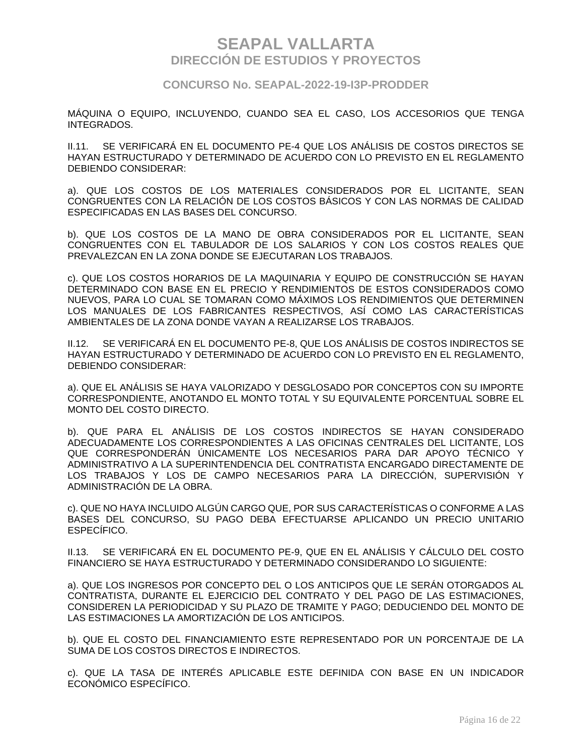MÁQUINA O EQUIPO, INCLUYENDO, CUANDO SEA EL CASO, LOS ACCESORIOS QUE TENGA INTEGRADOS.

II.11. SE VERIFICARÁ EN EL DOCUMENTO PE-4 QUE LOS ANÁLISIS DE COSTOS DIRECTOS SE HAYAN ESTRUCTURADO Y DETERMINADO DE ACUERDO CON LO PREVISTO EN EL REGLAMENTO DEBIENDO CONSIDERAR:

a). QUE LOS COSTOS DE LOS MATERIALES CONSIDERADOS POR EL LICITANTE, SEAN CONGRUENTES CON LA RELACIÓN DE LOS COSTOS BÁSICOS Y CON LAS NORMAS DE CALIDAD ESPECIFICADAS EN LAS BASES DEL CONCURSO.

b). QUE LOS COSTOS DE LA MANO DE OBRA CONSIDERADOS POR EL LICITANTE, SEAN CONGRUENTES CON EL TABULADOR DE LOS SALARIOS Y CON LOS COSTOS REALES QUE PREVALEZCAN EN LA ZONA DONDE SE EJECUTARAN LOS TRABAJOS.

c). QUE LOS COSTOS HORARIOS DE LA MAQUINARIA Y EQUIPO DE CONSTRUCCIÓN SE HAYAN DETERMINADO CON BASE EN EL PRECIO Y RENDIMIENTOS DE ESTOS CONSIDERADOS COMO NUEVOS, PARA LO CUAL SE TOMARAN COMO MÁXIMOS LOS RENDIMIENTOS QUE DETERMINEN LOS MANUALES DE LOS FABRICANTES RESPECTIVOS, ASÍ COMO LAS CARACTERÍSTICAS AMBIENTALES DE LA ZONA DONDE VAYAN A REALIZARSE LOS TRABAJOS.

II.12. SE VERIFICARÁ EN EL DOCUMENTO PE-8, QUE LOS ANÁLISIS DE COSTOS INDIRECTOS SE HAYAN ESTRUCTURADO Y DETERMINADO DE ACUERDO CON LO PREVISTO EN EL REGLAMENTO, DEBIENDO CONSIDERAR:

a). QUE EL ANÁLISIS SE HAYA VALORIZADO Y DESGLOSADO POR CONCEPTOS CON SU IMPORTE CORRESPONDIENTE, ANOTANDO EL MONTO TOTAL Y SU EQUIVALENTE PORCENTUAL SOBRE EL MONTO DEL COSTO DIRECTO.

b). QUE PARA EL ANÁLISIS DE LOS COSTOS INDIRECTOS SE HAYAN CONSIDERADO ADECUADAMENTE LOS CORRESPONDIENTES A LAS OFICINAS CENTRALES DEL LICITANTE, LOS QUE CORRESPONDERÁN ÚNICAMENTE LOS NECESARIOS PARA DAR APOYO TÉCNICO Y ADMINISTRATIVO A LA SUPERINTENDENCIA DEL CONTRATISTA ENCARGADO DIRECTAMENTE DE LOS TRABAJOS Y LOS DE CAMPO NECESARIOS PARA LA DIRECCIÓN, SUPERVISIÓN Y ADMINISTRACIÓN DE LA OBRA.

c). QUE NO HAYA INCLUIDO ALGÚN CARGO QUE, POR SUS CARACTERÍSTICAS O CONFORME A LAS BASES DEL CONCURSO, SU PAGO DEBA EFECTUARSE APLICANDO UN PRECIO UNITARIO ESPECÍFICO.

II.13. SE VERIFICARÁ EN EL DOCUMENTO PE-9, QUE EN EL ANÁLISIS Y CÁLCULO DEL COSTO FINANCIERO SE HAYA ESTRUCTURADO Y DETERMINADO CONSIDERANDO LO SIGUIENTE:

a). QUE LOS INGRESOS POR CONCEPTO DEL O LOS ANTICIPOS QUE LE SERÁN OTORGADOS AL CONTRATISTA, DURANTE EL EJERCICIO DEL CONTRATO Y DEL PAGO DE LAS ESTIMACIONES, CONSIDEREN LA PERIODICIDAD Y SU PLAZO DE TRAMITE Y PAGO; DEDUCIENDO DEL MONTO DE LAS ESTIMACIONES LA AMORTIZACIÓN DE LOS ANTICIPOS.

b). QUE EL COSTO DEL FINANCIAMIENTO ESTE REPRESENTADO POR UN PORCENTAJE DE LA SUMA DE LOS COSTOS DIRECTOS E INDIRECTOS.

c). QUE LA TASA DE INTERÉS APLICABLE ESTE DEFINIDA CON BASE EN UN INDICADOR ECONÓMICO ESPECÍFICO.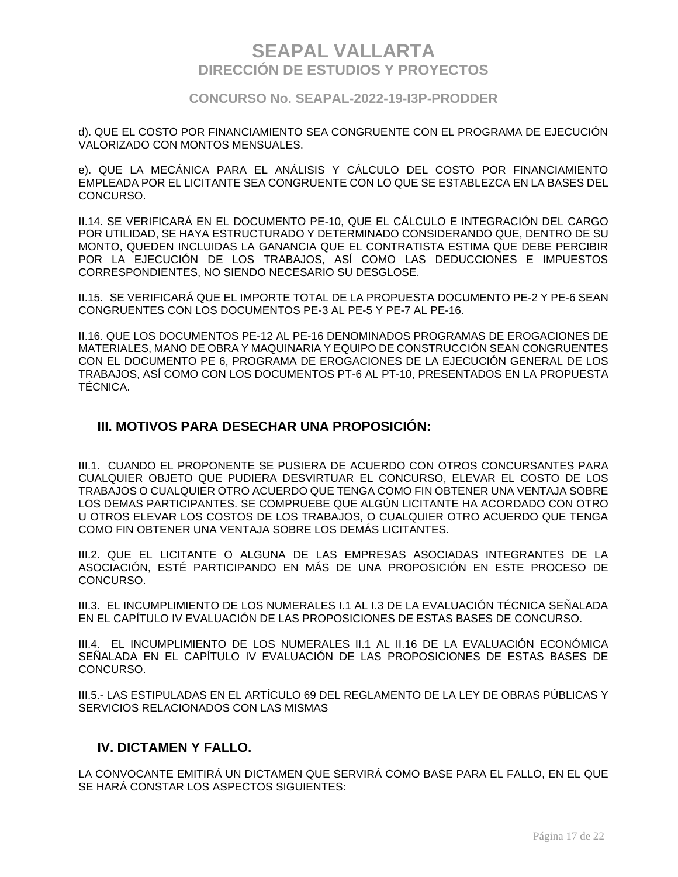d). QUE EL COSTO POR FINANCIAMIENTO SEA CONGRUENTE CON EL PROGRAMA DE EJECUCIÓN VALORIZADO CON MONTOS MENSUALES.

e). QUE LA MECÁNICA PARA EL ANÁLISIS Y CÁLCULO DEL COSTO POR FINANCIAMIENTO EMPLEADA POR EL LICITANTE SEA CONGRUENTE CON LO QUE SE ESTABLEZCA EN LA BASES DEL CONCURSO.

II.14. SE VERIFICARÁ EN EL DOCUMENTO PE-10, QUE EL CÁLCULO E INTEGRACIÓN DEL CARGO POR UTILIDAD, SE HAYA ESTRUCTURADO Y DETERMINADO CONSIDERANDO QUE, DENTRO DE SU MONTO, QUEDEN INCLUIDAS LA GANANCIA QUE EL CONTRATISTA ESTIMA QUE DEBE PERCIBIR POR LA EJECUCIÓN DE LOS TRABAJOS, ASÍ COMO LAS DEDUCCIONES E IMPUESTOS CORRESPONDIENTES, NO SIENDO NECESARIO SU DESGLOSE.

II.15. SE VERIFICARÁ QUE EL IMPORTE TOTAL DE LA PROPUESTA DOCUMENTO PE-2 Y PE-6 SEAN CONGRUENTES CON LOS DOCUMENTOS PE-3 AL PE-5 Y PE-7 AL PE-16.

II.16. QUE LOS DOCUMENTOS PE-12 AL PE-16 DENOMINADOS PROGRAMAS DE EROGACIONES DE MATERIALES, MANO DE OBRA Y MAQUINARIA Y EQUIPO DE CONSTRUCCIÓN SEAN CONGRUENTES CON EL DOCUMENTO PE 6, PROGRAMA DE EROGACIONES DE LA EJECUCIÓN GENERAL DE LOS TRABAJOS, ASÍ COMO CON LOS DOCUMENTOS PT-6 AL PT-10, PRESENTADOS EN LA PROPUESTA TÉCNICA.

## III. MOTIVOS PARA DESECHAR UNA PROPOSICIÓN:

III.1. CUANDO EL PROPONENTE SE PUSIERA DE ACUERDO CON OTROS CONCURSANTES PARA CUALQUIER OBJETO QUE PUDIERA DESVIRTUAR EL CONCURSO, ELEVAR EL COSTO DE LOS TRABAJOS O CUALQUIER OTRO ACUERDO QUE TENGA COMO FIN OBTENER UNA VENTAJA SOBRE LOS DEMAS PARTICIPANTES. SE COMPRUEBE QUE ALGÚN LICITANTE HA ACORDADO CON OTRO U OTROS ELEVAR LOS COSTOS DE LOS TRABAJOS, O CUALQUIER OTRO ACUERDO QUE TENGA COMO FIN OBTENER UNA VENTAJA SOBRE LOS DEMÁS LICITANTES.

III.2. QUE EL LICITANTE O ALGUNA DE LAS EMPRESAS ASOCIADAS INTEGRANTES DE LA ASOCIACIÓN, ESTÉ PARTICIPANDO EN MÁS DE UNA PROPOSICIÓN EN ESTE PROCESO DE CONCURSO.

III.3. EL INCUMPLIMIENTO DE LOS NUMERALES I.1 AL I.3 DE LA EVALUACIÓN TÉCNICA SEÑALADA EN EL CAPÍTULO IV EVALUACIÓN DE LAS PROPOSICIONES DE ESTAS BASES DE CONCURSO.

III.4. EL INCUMPLIMIENTO DE LOS NUMERALES II.1 AL II.16 DE LA EVALUACIÓN ECONÓMICA SEÑALADA EN EL CAPÍTULO IV EVALUACIÓN DE LAS PROPOSICIONES DE ESTAS BASES DE CONCURSO.

III.5.- LAS ESTIPULADAS EN EL ARTÍCULO 69 DEL REGLAMENTO DE LA LEY DE OBRAS PÚBLICAS Y SERVICIOS RELACIONADOS CON LAS MISMAS

## IV. DICTAMEN Y FALLO.

LA CONVOCANTE EMITIRÁ UN DICTAMEN QUE SERVIRÁ COMO BASE PARA EL FALLO, EN EL QUE SE HARÁ CONSTAR LOS ASPECTOS SIGUIENTES: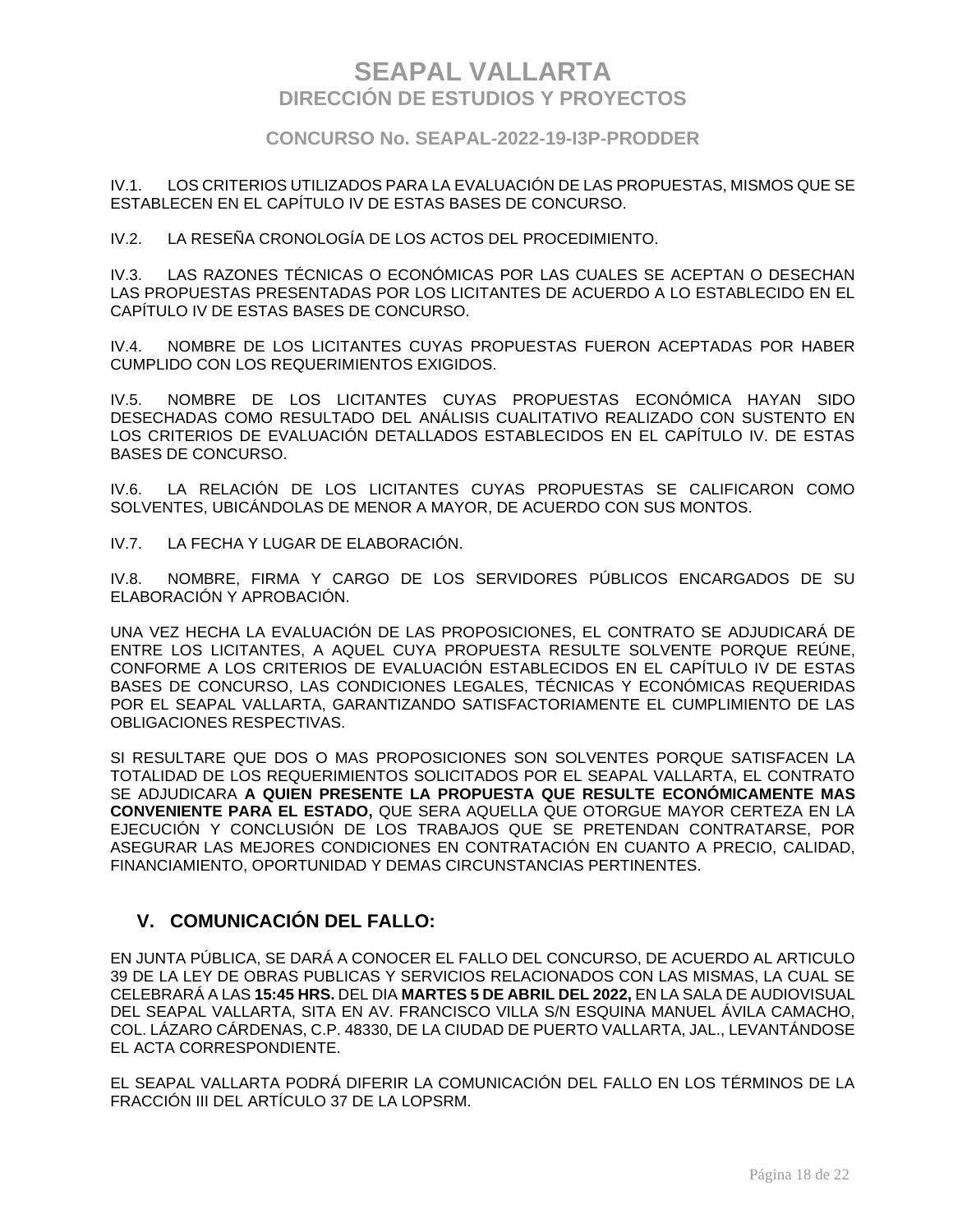IV.1. LOS CRITERIOS UTILIZADOS PARA LA EVALUACIÓN DE LAS PROPUESTAS, MISMOS QUE SE ESTABLECEN EN EL CAPÍTULO IV DE ESTAS BASES DE CONCURSO.

IV.2. LA RESEÑA CRONOLOGÍA DE LOS ACTOS DEL PROCEDIMIENTO.

IV.3. LAS RAZONES TÉCNICAS O ECONÓMICAS POR LAS CUALES SE ACEPTAN O DESECHAN LAS PROPUESTAS PRESENTADAS POR LOS LICITANTES DE ACUERDO A LO ESTABLECIDO EN EL CAPÍTULO IV DE ESTAS BASES DE CONCURSO.

IV.4. NOMBRE DE LOS LICITANTES CUYAS PROPUESTAS FUERON ACEPTADAS POR HABER CUMPLIDO CON LOS REQUERIMIENTOS EXIGIDOS.

IV.5. NOMBRE DE LOS LICITANTES CUYAS PROPUESTAS ECONÓMICA HAYAN SIDO DESECHADAS COMO RESULTADO DEL ANÁLISIS CUALITATIVO REALIZADO CON SUSTENTO EN LOS CRITERIOS DE EVALUACIÓN DETALLADOS ESTABLECIDOS EN EL CAPÍTULO IV. DE ESTAS BASES DE CONCURSO.

IV.6. LA RELACIÓN DE LOS LICITANTES CUYAS PROPUESTAS SE CALIFICARON COMO SOLVENTES, UBICÁNDOLAS DE MENOR A MAYOR, DE ACUERDO CON SUS MONTOS.

IV.7. LA FECHA Y LUGAR DE ELABORACIÓN.

IV.8. NOMBRE, FIRMA Y CARGO DE LOS SERVIDORES PÚBLICOS ENCARGADOS DE SU ELABORACIÓN Y APROBACIÓN.

UNA VEZ HECHA LA EVALUACIÓN DE LAS PROPOSICIONES, EL CONTRATO SE ADJUDICARÁ DE ENTRE LOS LICITANTES, A AQUEL CUYA PROPUESTA RESULTE SOLVENTE PORQUE REÚNE, CONFORME A LOS CRITERIOS DE EVALUACIÓN ESTABLECIDOS EN EL CAPÍTULO IV DE ESTAS BASES DE CONCURSO, LAS CONDICIONES LEGALES, TÉCNICAS Y ECONÓMICAS REQUERIDAS POR EL SEAPAL VALLARTA, GARANTIZANDO SATISFACTORIAMENTE EL CUMPLIMIENTO DE LAS OBLIGACIONES RESPECTIVAS.

SI RESULTARE QUE DOS O MAS PROPOSICIONES SON SOLVENTES PORQUE SATISFACEN LA TOTALIDAD DE LOS REQUERIMIENTOS SOLICITADOS POR EL SEAPAL VALLARTA, EL CONTRATO SE ADJUDICARA **A QUIEN PRESENTE LA PROPUESTA QUE RESULTE ECONÓMICAMENTE MAS CONVENIENTE PARA EL ESTADO,** QUE SERA AQUELLA QUE OTORGUE MAYOR CERTEZA EN LA EJECUCIÓN Y CONCLUSIÓN DE LOS TRABAJOS QUE SE PRETENDAN CONTRATARSE, POR ASEGURAR LAS MEJORES CONDICIONES EN CONTRATACIÓN EN CUANTO A PRECIO, CALIDAD, FINANCIAMIENTO, OPORTUNIDAD Y DEMAS CIRCUNSTANCIAS PERTINENTES.

## V. COMUNICACIÓN DEL FALLO:

EN JUNTA PÚBLICA, SE DARÁ A CONOCER EL FALLO DEL CONCURSO, DE ACUERDO AL ARTICULO 39 DE LA LEY DE OBRAS PUBLICAS Y SERVICIOS RELACIONADOS CON LAS MISMAS, LA CUAL SE CELEBRARÁ A LAS **15:45 HRS.** DEL DIA **MARTES 5 DE ABRIL DEL 2022,** EN LA SALA DE AUDIOVISUAL DEL SEAPAL VALLARTA, SITA EN AV. FRANCISCO VILLA S/N ESQUINA MANUEL ÁVILA CAMACHO, COL. LÁZARO CÁRDENAS, C.P. 48330, DE LA CIUDAD DE PUERTO VALLARTA, JAL., LEVANTÁNDOSE EL ACTA CORRESPONDIENTE.

EL SEAPAL VALLARTA PODRÁ DIFERIR LA COMUNICACIÓN DEL FALLO EN LOS TÉRMINOS DE LA FRACCIÓN III DEL ARTÍCULO 37 DE LA LOPSRM.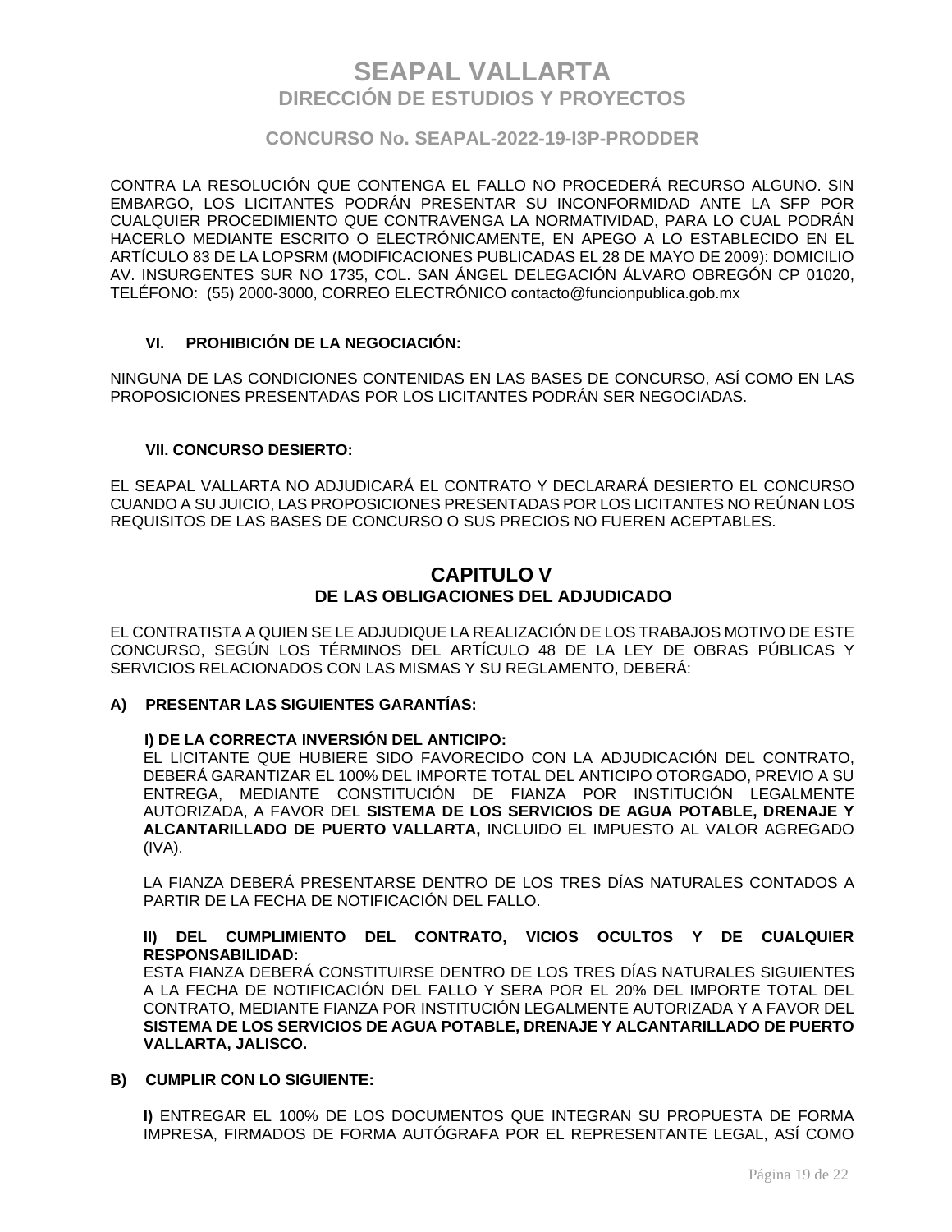CONTRA LA RESOLUCIÓN QUE CONTENGA EL FALLO NO PROCEDERÁ RECURSO ALGUNO. SIN EMBARGO, LOS LICITANTES PODRÁN PRESENTAR SU INCONFORMIDAD ANTE LA SFP POR CUALQUIER PROCEDIMIENTO QUE CONTRAVENGA LA NORMATIVIDAD, PARA LO CUAL PODRÁN HACERLO MEDIANTE ESCRITO O ELECTRÓNICAMENTE, EN APEGO A LO ESTABLECIDO EN EL ARTÍCULO 83 DE LA LOPSRM (MODIFICACIONES PUBLICADAS EL 28 DE MAYO DE 2009): DOMICILIO AV. INSURGENTES SUR NO 1735, COL. SAN ÁNGEL DELEGACIÓN ÁLVARO OBREGÓN CP 01020, TELÉFONO: (55) 2000-3000, CORREO ELECTRÓNICO contacto@funcionpublica.gob.mx

### VI. PROHIBICIÓN DE LA NEGOCIACIÓN:

NINGUNA DE LAS CONDICIONES CONTENIDAS EN LAS BASES DE CONCURSO, ASÍ COMO EN LAS PROPOSICIONES PRESENTADAS POR LOS LICITANTES PODRÁN SER NEGOCIADAS.

### VII. CONCURSO DESIERTO:

EL SEAPAL VALLARTA NO ADJUDICARÁ EL CONTRATO Y DECLARARÁ DESIERTO EL CONCURSO CUANDO A SU JUICIO, LAS PROPOSICIONES PRESENTADAS POR LOS LICITANTES NO REÚNAN LOS REQUISITOS DE LAS BASES DE CONCURSO O SUS PRECIOS NO FUEREN ACEPTABLES.

## CAPITULO V
## DE LAS OBLIGACIONES DEL ADJUDICADO

EL CONTRATISTA A QUIEN SE LE ADJUDIQUE LA REALIZACIÓN DE LOS TRABAJOS MOTIVO DE ESTE CONCURSO, SEGÚN LOS TÉRMINOS DEL ARTÍCULO 48 DE LA LEY DE OBRAS PÚBLICAS Y SERVICIOS RELACIONADOS CON LAS MISMAS Y SU REGLAMENTO, DEBERÁ:

**A) PRESENTAR LAS SIGUIENTES GARANTÍAS:**

**I) DE LA CORRECTA INVERSIÓN DEL ANTICIPO:**
EL LICITANTE QUE HUBIERE SIDO FAVORECIDO CON LA ADJUDICACIÓN DEL CONTRATO, DEBERÁ GARANTIZAR EL 100% DEL IMPORTE TOTAL DEL ANTICIPO OTORGADO, PREVIO A SU ENTREGA, MEDIANTE CONSTITUCIÓN DE FIANZA POR INSTITUCIÓN LEGALMENTE AUTORIZADA, A FAVOR DEL **SISTEMA DE LOS SERVICIOS DE AGUA POTABLE, DRENAJE Y ALCANTARILLADO DE PUERTO VALLARTA,** INCLUIDO EL IMPUESTO AL VALOR AGREGADO (IVA).

LA FIANZA DEBERÁ PRESENTARSE DENTRO DE LOS TRES DÍAS NATURALES CONTADOS A PARTIR DE LA FECHA DE NOTIFICACIÓN DEL FALLO.

**II) DEL CUMPLIMIENTO DEL CONTRATO, VICIOS OCULTOS Y DE CUALQUIER RESPONSABILIDAD:**
ESTA FIANZA DEBERÁ CONSTITUIRSE DENTRO DE LOS TRES DÍAS NATURALES SIGUIENTES A LA FECHA DE NOTIFICACIÓN DEL FALLO Y SERA POR EL 20% DEL IMPORTE TOTAL DEL CONTRATO, MEDIANTE FIANZA POR INSTITUCIÓN LEGALMENTE AUTORIZADA Y A FAVOR DEL **SISTEMA DE LOS SERVICIOS DE AGUA POTABLE, DRENAJE Y ALCANTARILLADO DE PUERTO VALLARTA, JALISCO.**

**B) CUMPLIR CON LO SIGUIENTE:**

**I)** ENTREGAR EL 100% DE LOS DOCUMENTOS QUE INTEGRAN SU PROPUESTA DE FORMA IMPRESA, FIRMADOS DE FORMA AUTÓGRAFA POR EL REPRESENTANTE LEGAL, ASÍ COMO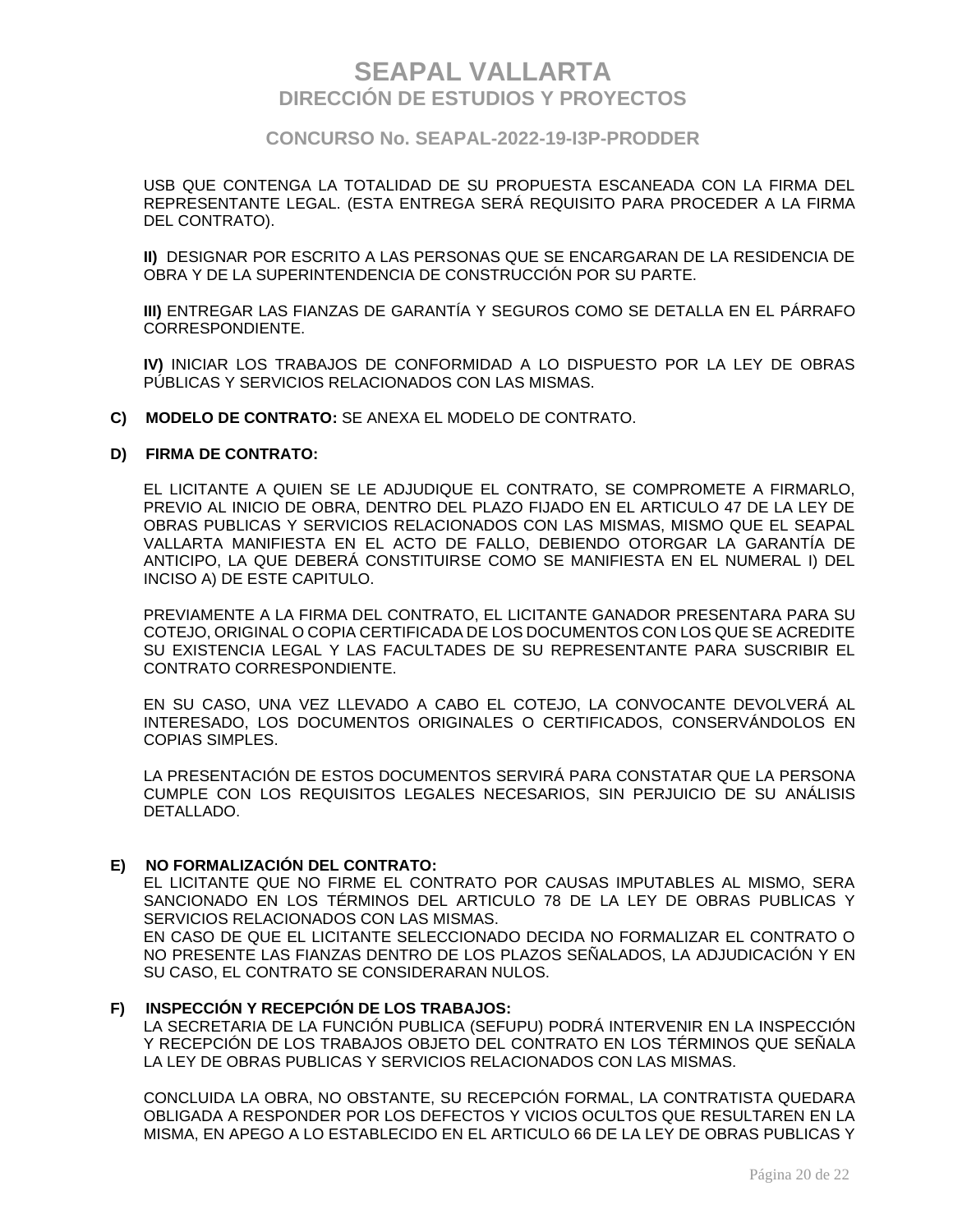USB QUE CONTENGA LA TOTALIDAD DE SU PROPUESTA ESCANEADA CON LA FIRMA DEL REPRESENTANTE LEGAL. (ESTA ENTREGA SERÁ REQUISITO PARA PROCEDER A LA FIRMA DEL CONTRATO).

**II)** DESIGNAR POR ESCRITO A LAS PERSONAS QUE SE ENCARGARAN DE LA RESIDENCIA DE OBRA Y DE LA SUPERINTENDENCIA DE CONSTRUCCIÓN POR SU PARTE.

**III)** ENTREGAR LAS FIANZAS DE GARANTÍA Y SEGUROS COMO SE DETALLA EN EL PÁRRAFO CORRESPONDIENTE.

**IV)** INICIAR LOS TRABAJOS DE CONFORMIDAD A LO DISPUESTO POR LA LEY DE OBRAS PÚBLICAS Y SERVICIOS RELACIONADOS CON LAS MISMAS.

**C) MODELO DE CONTRATO:** SE ANEXA EL MODELO DE CONTRATO.

**D) FIRMA DE CONTRATO:**

EL LICITANTE A QUIEN SE LE ADJUDIQUE EL CONTRATO, SE COMPROMETE A FIRMARLO, PREVIO AL INICIO DE OBRA, DENTRO DEL PLAZO FIJADO EN EL ARTICULO 47 DE LA LEY DE OBRAS PUBLICAS Y SERVICIOS RELACIONADOS CON LAS MISMAS, MISMO QUE EL SEAPAL VALLARTA MANIFIESTA EN EL ACTO DE FALLO, DEBIENDO OTORGAR LA GARANTÍA DE ANTICIPO, LA QUE DEBERÁ CONSTITUIRSE COMO SE MANIFIESTA EN EL NUMERAL I) DEL INCISO A) DE ESTE CAPITULO.

PREVIAMENTE A LA FIRMA DEL CONTRATO, EL LICITANTE GANADOR PRESENTARA PARA SU COTEJO, ORIGINAL O COPIA CERTIFICADA DE LOS DOCUMENTOS CON LOS QUE SE ACREDITE SU EXISTENCIA LEGAL Y LAS FACULTADES DE SU REPRESENTANTE PARA SUSCRIBIR EL CONTRATO CORRESPONDIENTE.

EN SU CASO, UNA VEZ LLEVADO A CABO EL COTEJO, LA CONVOCANTE DEVOLVERÁ AL INTERESADO, LOS DOCUMENTOS ORIGINALES O CERTIFICADOS, CONSERVÁNDOLOS EN COPIAS SIMPLES.

LA PRESENTACIÓN DE ESTOS DOCUMENTOS SERVIRÁ PARA CONSTATAR QUE LA PERSONA CUMPLE CON LOS REQUISITOS LEGALES NECESARIOS, SIN PERJUICIO DE SU ANÁLISIS DETALLADO.

**E) NO FORMALIZACIÓN DEL CONTRATO:**

EL LICITANTE QUE NO FIRME EL CONTRATO POR CAUSAS IMPUTABLES AL MISMO, SERA SANCIONADO EN LOS TÉRMINOS DEL ARTICULO 78 DE LA LEY DE OBRAS PUBLICAS Y SERVICIOS RELACIONADOS CON LAS MISMAS.
EN CASO DE QUE EL LICITANTE SELECCIONADO DECIDA NO FORMALIZAR EL CONTRATO O NO PRESENTE LAS FIANZAS DENTRO DE LOS PLAZOS SEÑALADOS, LA ADJUDICACIÓN Y EN SU CASO, EL CONTRATO SE CONSIDERARAN NULOS.

**F) INSPECCIÓN Y RECEPCIÓN DE LOS TRABAJOS:**

LA SECRETARIA DE LA FUNCIÓN PUBLICA (SEFUPU) PODRÁ INTERVENIR EN LA INSPECCIÓN Y RECEPCIÓN DE LOS TRABAJOS OBJETO DEL CONTRATO EN LOS TÉRMINOS QUE SEÑALA LA LEY DE OBRAS PUBLICAS Y SERVICIOS RELACIONADOS CON LAS MISMAS.

CONCLUIDA LA OBRA, NO OBSTANTE, SU RECEPCIÓN FORMAL, LA CONTRATISTA QUEDARA OBLIGADA A RESPONDER POR LOS DEFECTOS Y VICIOS OCULTOS QUE RESULTAREN EN LA MISMA, EN APEGO A LO ESTABLECIDO EN EL ARTICULO 66 DE LA LEY DE OBRAS PUBLICAS Y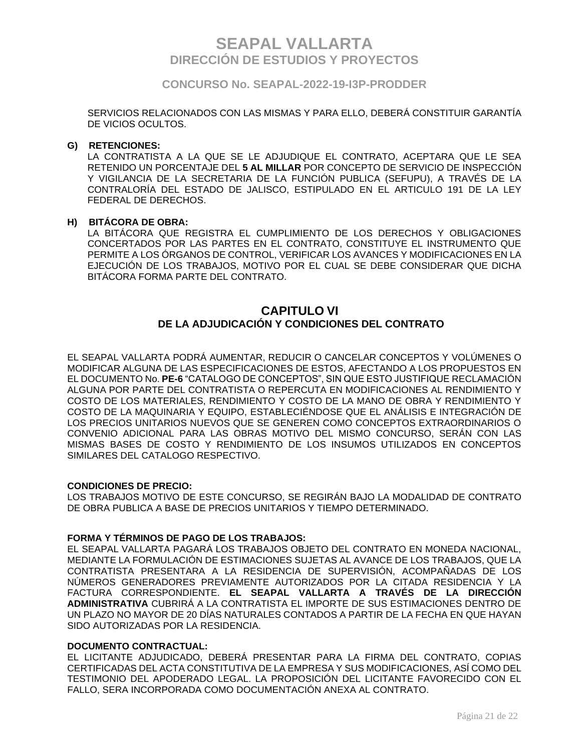SERVICIOS RELACIONADOS CON LAS MISMAS Y PARA ELLO, DEBERÁ CONSTITUIR GARANTÍA DE VICIOS OCULTOS.

**G) RETENCIONES:**

LA CONTRATISTA A LA QUE SE LE ADJUDIQUE EL CONTRATO, ACEPTARA QUE LE SEA RETENIDO UN PORCENTAJE DEL **5 AL MILLAR** POR CONCEPTO DE SERVICIO DE INSPECCIÓN Y VIGILANCIA DE LA SECRETARIA DE LA FUNCIÓN PUBLICA (SEFUPU), A TRAVÉS DE LA CONTRALORÍA DEL ESTADO DE JALISCO, ESTIPULADO EN EL ARTICULO 191 DE LA LEY FEDERAL DE DERECHOS.

**H) BITÁCORA DE OBRA:**

LA BITÁCORA QUE REGISTRA EL CUMPLIMIENTO DE LOS DERECHOS Y OBLIGACIONES CONCERTADOS POR LAS PARTES EN EL CONTRATO, CONSTITUYE EL INSTRUMENTO QUE PERMITE A LOS ÓRGANOS DE CONTROL, VERIFICAR LOS AVANCES Y MODIFICACIONES EN LA EJECUCIÓN DE LOS TRABAJOS, MOTIVO POR EL CUAL SE DEBE CONSIDERAR QUE DICHA BITÁCORA FORMA PARTE DEL CONTRATO.

# CAPITULO VI
## DE LA ADJUDICACIÓN Y CONDICIONES DEL CONTRATO

EL SEAPAL VALLARTA PODRÁ AUMENTAR, REDUCIR O CANCELAR CONCEPTOS Y VOLÚMENES O MODIFICAR ALGUNA DE LAS ESPECIFICACIONES DE ESTOS, AFECTANDO A LOS PROPUESTOS EN EL DOCUMENTO No. **PE-6** "CATALOGO DE CONCEPTOS", SIN QUE ESTO JUSTIFIQUE RECLAMACIÓN ALGUNA POR PARTE DEL CONTRATISTA O REPERCUTA EN MODIFICACIONES AL RENDIMIENTO Y COSTO DE LOS MATERIALES, RENDIMIENTO Y COSTO DE LA MANO DE OBRA Y RENDIMIENTO Y COSTO DE LA MAQUINARIA Y EQUIPO, ESTABLECIÉNDOSE QUE EL ANÁLISIS E INTEGRACIÓN DE LOS PRECIOS UNITARIOS NUEVOS QUE SE GENEREN COMO CONCEPTOS EXTRAORDINARIOS O CONVENIO ADICIONAL PARA LAS OBRAS MOTIVO DEL MISMO CONCURSO, SERÁN CON LAS MISMAS BASES DE COSTO Y RENDIMIENTO DE LOS INSUMOS UTILIZADOS EN CONCEPTOS SIMILARES DEL CATALOGO RESPECTIVO.

**CONDICIONES DE PRECIO:**

LOS TRABAJOS MOTIVO DE ESTE CONCURSO, SE REGIRÁN BAJO LA MODALIDAD DE CONTRATO DE OBRA PUBLICA A BASE DE PRECIOS UNITARIOS Y TIEMPO DETERMINADO.

**FORMA Y TÉRMINOS DE PAGO DE LOS TRABAJOS:**

EL SEAPAL VALLARTA PAGARÁ LOS TRABAJOS OBJETO DEL CONTRATO EN MONEDA NACIONAL, MEDIANTE LA FORMULACIÓN DE ESTIMACIONES SUJETAS AL AVANCE DE LOS TRABAJOS, QUE LA CONTRATISTA PRESENTARA A LA RESIDENCIA DE SUPERVISIÓN, ACOMPAÑADAS DE LOS NÚMEROS GENERADORES PREVIAMENTE AUTORIZADOS POR LA CITADA RESIDENCIA Y LA FACTURA CORRESPONDIENTE. **EL SEAPAL VALLARTA A TRAVÉS DE LA DIRECCIÓN ADMINISTRATIVA** CUBRIRÁ A LA CONTRATISTA EL IMPORTE DE SUS ESTIMACIONES DENTRO DE UN PLAZO NO MAYOR DE 20 DÍAS NATURALES CONTADOS A PARTIR DE LA FECHA EN QUE HAYAN SIDO AUTORIZADAS POR LA RESIDENCIA.

**DOCUMENTO CONTRACTUAL:**

EL LICITANTE ADJUDICADO, DEBERÁ PRESENTAR PARA LA FIRMA DEL CONTRATO, COPIAS CERTIFICADAS DEL ACTA CONSTITUTIVA DE LA EMPRESA Y SUS MODIFICACIONES, ASÍ COMO DEL TESTIMONIO DEL APODERADO LEGAL. LA PROPOSICIÓN DEL LICITANTE FAVORECIDO CON EL FALLO, SERA INCORPORADA COMO DOCUMENTACIÓN ANEXA AL CONTRATO.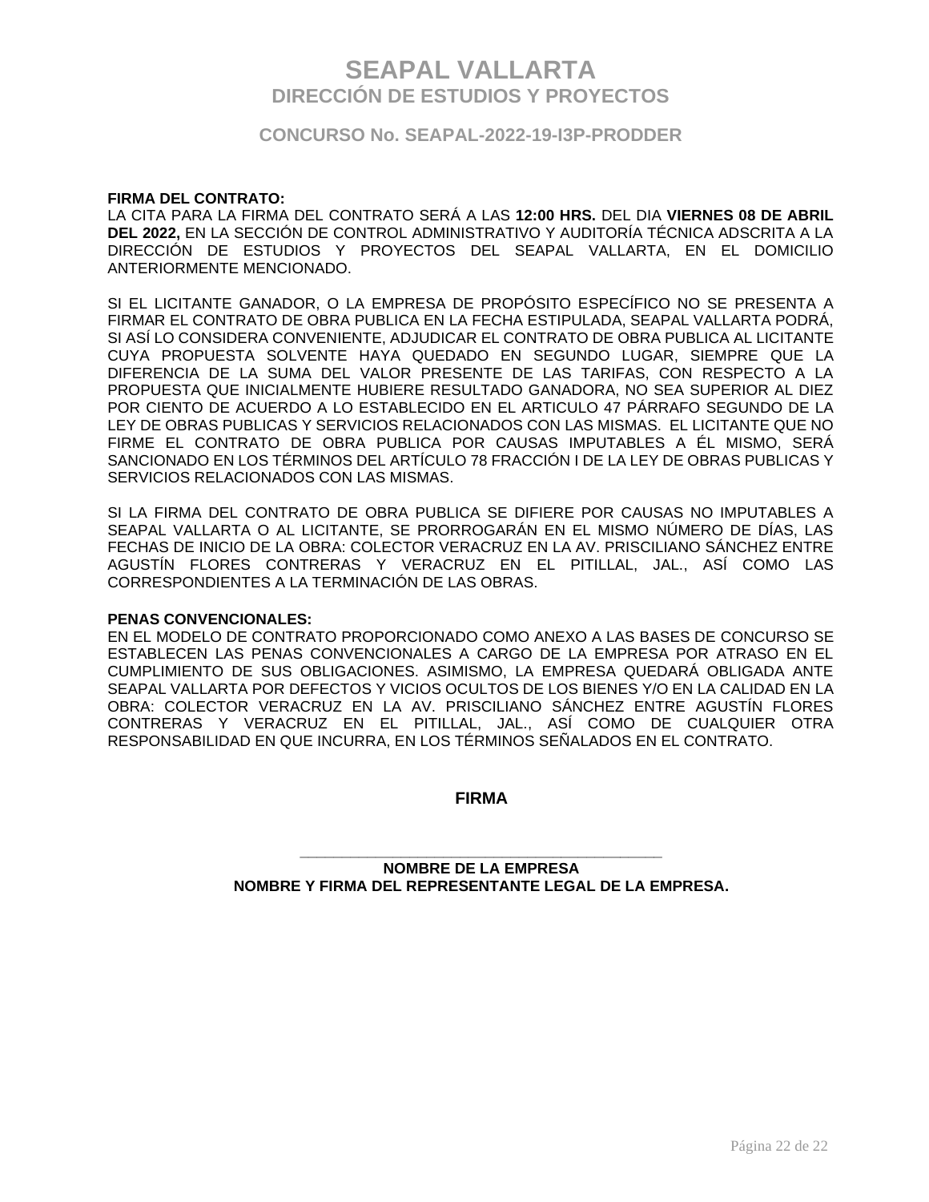**FIRMA DEL CONTRATO:**
LA CITA PARA LA FIRMA DEL CONTRATO SERÁ A LAS **12:00 HRS.** DEL DIA **VIERNES 08 DE ABRIL DEL 2022,** EN LA SECCIÓN DE CONTROL ADMINISTRATIVO Y AUDITORÍA TÉCNICA ADSCRITA A LA DIRECCIÓN DE ESTUDIOS Y PROYECTOS DEL SEAPAL VALLARTA, EN EL DOMICILIO ANTERIORMENTE MENCIONADO.

SI EL LICITANTE GANADOR, O LA EMPRESA DE PROPÓSITO ESPECÍFICO NO SE PRESENTA A FIRMAR EL CONTRATO DE OBRA PUBLICA EN LA FECHA ESTIPULADA, SEAPAL VALLARTA PODRÁ, SI ASÍ LO CONSIDERA CONVENIENTE, ADJUDICAR EL CONTRATO DE OBRA PUBLICA AL LICITANTE CUYA PROPUESTA SOLVENTE HAYA QUEDADO EN SEGUNDO LUGAR, SIEMPRE QUE LA DIFERENCIA DE LA SUMA DEL VALOR PRESENTE DE LAS TARIFAS, CON RESPECTO A LA PROPUESTA QUE INICIALMENTE HUBIERE RESULTADO GANADORA, NO SEA SUPERIOR AL DIEZ POR CIENTO DE ACUERDO A LO ESTABLECIDO EN EL ARTICULO 47 PÁRRAFO SEGUNDO DE LA LEY DE OBRAS PUBLICAS Y SERVICIOS RELACIONADOS CON LAS MISMAS. EL LICITANTE QUE NO FIRME EL CONTRATO DE OBRA PUBLICA POR CAUSAS IMPUTABLES A ÉL MISMO, SERÁ SANCIONADO EN LOS TÉRMINOS DEL ARTÍCULO 78 FRACCIÓN I DE LA LEY DE OBRAS PUBLICAS Y SERVICIOS RELACIONADOS CON LAS MISMAS.

SI LA FIRMA DEL CONTRATO DE OBRA PUBLICA SE DIFIERE POR CAUSAS NO IMPUTABLES A SEAPAL VALLARTA O AL LICITANTE, SE PRORROGARÁN EN EL MISMO NÚMERO DE DÍAS, LAS FECHAS DE INICIO DE LA OBRA: COLECTOR VERACRUZ EN LA AV. PRISCILIANO SÁNCHEZ ENTRE AGUSTÍN FLORES CONTRERAS Y VERACRUZ EN EL PITILLAL, JAL., ASÍ COMO LAS CORRESPONDIENTES A LA TERMINACIÓN DE LAS OBRAS.

**PENAS CONVENCIONALES:**
EN EL MODELO DE CONTRATO PROPORCIONADO COMO ANEXO A LAS BASES DE CONCURSO SE ESTABLECEN LAS PENAS CONVENCIONALES A CARGO DE LA EMPRESA POR ATRASO EN EL CUMPLIMIENTO DE SUS OBLIGACIONES. ASIMISMO, LA EMPRESA QUEDARÁ OBLIGADA ANTE SEAPAL VALLARTA POR DEFECTOS Y VICIOS OCULTOS DE LOS BIENES Y/O EN LA CALIDAD EN LA OBRA: COLECTOR VERACRUZ EN LA AV. PRISCILIANO SÁNCHEZ ENTRE AGUSTÍN FLORES CONTRERAS Y VERACRUZ EN EL PITILLAL, JAL., ASÍ COMO DE CUALQUIER OTRA RESPONSABILIDAD EN QUE INCURRA, EN LOS TÉRMINOS SEÑALADOS EN EL CONTRATO.

**FIRMA**

\_\_\_\_\_\_\_\_\_\_\_\_\_\_\_\_\_\_\_\_\_\_\_\_\_\_\_\_\_\_\_\_\_\_\_\_\_\_\_\_\_\_\_\_

**NOMBRE DE LA EMPRESA**
**NOMBRE Y FIRMA DEL REPRESENTANTE LEGAL DE LA EMPRESA.**